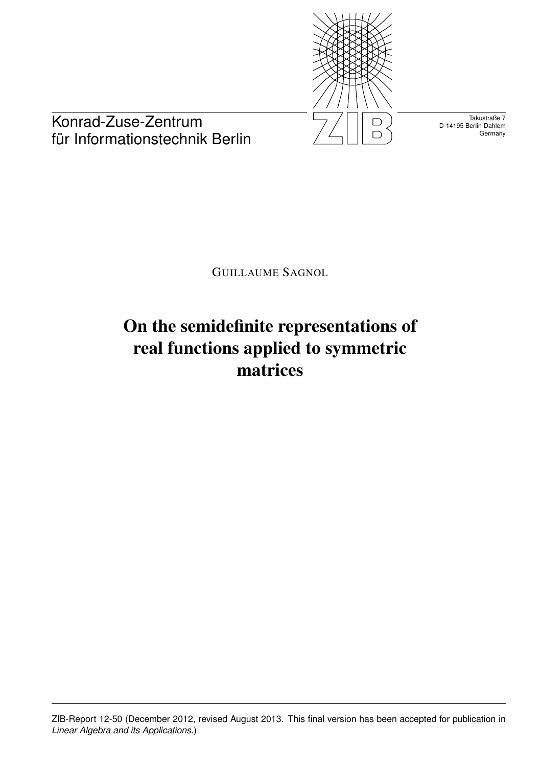Konrad-Zuse-Zentrum
für Informationstechnik Berlin

Takustraße 7
D-14195 Berlin-Dahlem
Germany

GUILLAUME SAGNOL

# On the semidefinite representations of real functions applied to symmetric matrices

ZIB-Report 12-50 (December 2012, revised August 2013. This final version has been accepted for publication in *Linear Algebra and its Applications*.)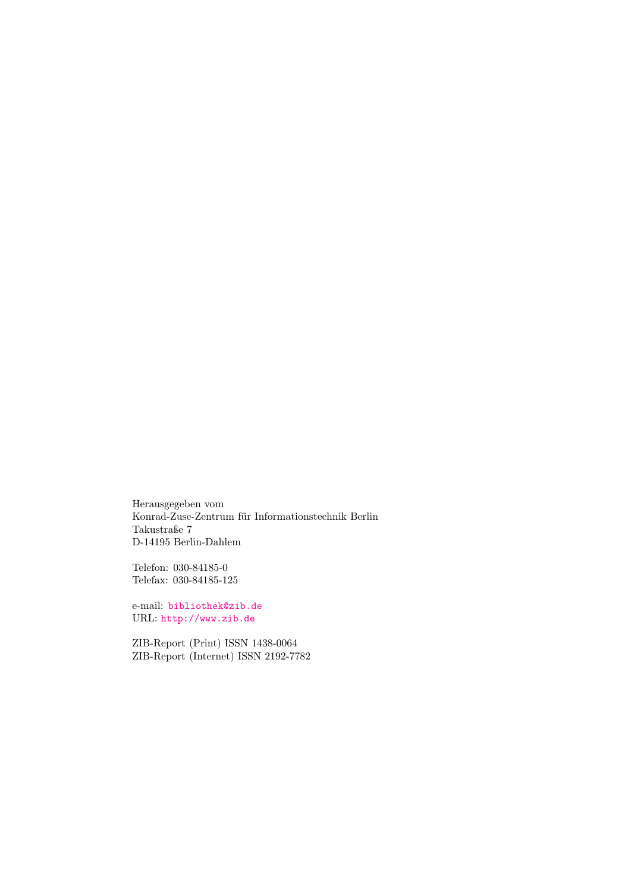Herausgegeben vom
Konrad-Zuse-Zentrum für Informationstechnik Berlin
Takustraße 7
D-14195 Berlin-Dahlem

Telefon: 030-84185-0
Telefax: 030-84185-125

e-mail: bibliothek@zib.de
URL: http://www.zib.de

ZIB-Report (Print) ISSN 1438-0064
ZIB-Report (Internet) ISSN 2192-7782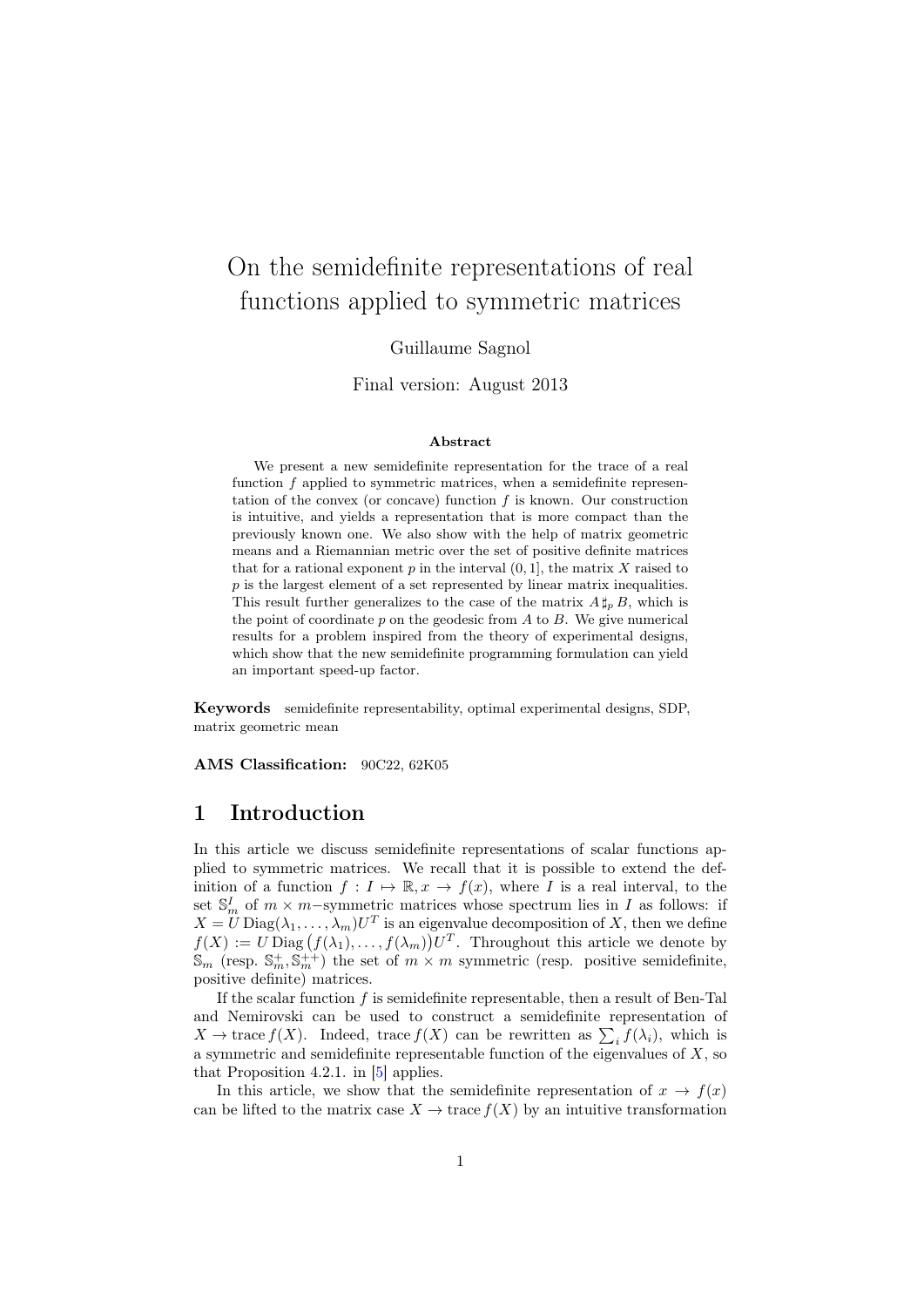# On the semidefinite representations of real functions applied to symmetric matrices

Guillaume Sagnol

Final version: August 2013

**Abstract**

We present a new semidefinite representation for the trace of a real function $f$ applied to symmetric matrices, when a semidefinite representation of the convex (or concave) function $f$ is known. Our construction is intuitive, and yields a representation that is more compact than the previously known one. We also show with the help of matrix geometric means and a Riemannian metric over the set of positive definite matrices that for a rational exponent $p$ in the interval $(0, 1]$, the matrix $X$ raised to $p$ is the largest element of a set represented by linear matrix inequalities. This result further generalizes to the case of the matrix $A \sharp_p B$, which is the point of coordinate $p$ on the geodesic from $A$ to $B$. We give numerical results for a problem inspired from the theory of experimental designs, which show that the new semidefinite programming formulation can yield an important speed-up factor.

**Keywords** semidefinite representability, optimal experimental designs, SDP, matrix geometric mean

**AMS Classification:** 90C22, 62K05

## 1 Introduction

In this article we discuss semidefinite representations of scalar functions applied to symmetric matrices. We recall that it is possible to extend the definition of a function $f : I \mapsto \mathbb{R}, x \to f(x)$, where $I$ is a real interval, to the set $\mathbb{S}_m^I$ of $m \times m$−symmetric matrices whose spectrum lies in $I$ as follows: if $X = U \operatorname{Diag}(\lambda_1, \ldots, \lambda_m) U^T$ is an eigenvalue decomposition of $X$, then we define $f(X) := U \operatorname{Diag}\big(f(\lambda_1), \ldots, f(\lambda_m)\big) U^T$. Throughout this article we denote by $\mathbb{S}_m$ (resp. $\mathbb{S}_m^+, \mathbb{S}_m^{++}$) the set of $m \times m$ symmetric (resp. positive semidefinite, positive definite) matrices.

If the scalar function $f$ is semidefinite representable, then a result of Ben-Tal and Nemirovski can be used to construct a semidefinite representation of $X \to \operatorname{trace} f(X)$. Indeed, $\operatorname{trace} f(X)$ can be rewritten as $\sum_i f(\lambda_i)$, which is a symmetric and semidefinite representable function of the eigenvalues of $X$, so that Proposition 4.2.1. in [5] applies.

In this article, we show that the semidefinite representation of $x \to f(x)$ can be lifted to the matrix case $X \to \operatorname{trace} f(X)$ by an intuitive transformation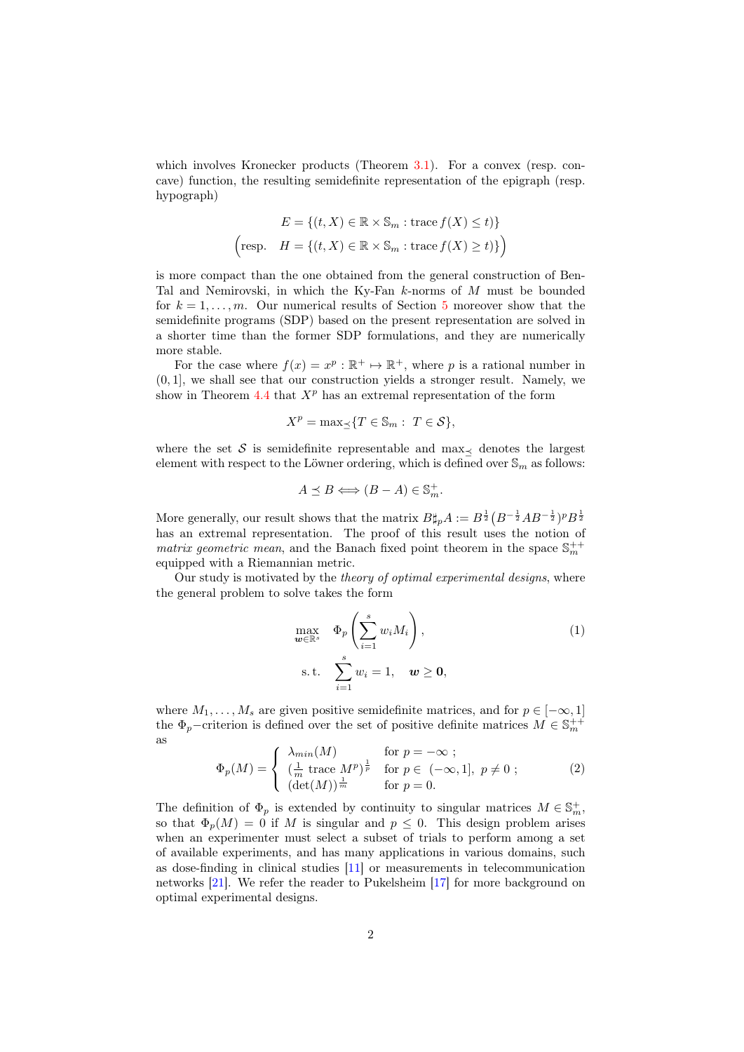which involves Kronecker products (Theorem 3.1). For a convex (resp. concave) function, the resulting semidefinite representation of the epigraph (resp. hypograph)

$$E = \{(t, X) \in \mathbb{R} \times \mathbb{S}_m : \operatorname{trace} f(X) \leq t)\}$$
$$\Big(\text{resp.} \quad H = \{(t, X) \in \mathbb{R} \times \mathbb{S}_m : \operatorname{trace} f(X) \geq t)\}\Big)$$

is more compact than the one obtained from the general construction of Ben-Tal and Nemirovski, in which the Ky-Fan $k$-norms of $M$ must be bounded for $k = 1, \ldots, m$. Our numerical results of Section 5 moreover show that the semidefinite programs (SDP) based on the present representation are solved in a shorter time than the former SDP formulations, and they are numerically more stable.

For the case where $f(x) = x^p : \mathbb{R}^+ \mapsto \mathbb{R}^+$, where $p$ is a rational number in $(0, 1]$, we shall see that our construction yields a stronger result. Namely, we show in Theorem 4.4 that $X^p$ has an extremal representation of the form

$$X^p = \max\nolimits_{\preceq}\{T \in \mathbb{S}_m : \ T \in \mathcal{S}\},$$

where the set $\mathcal{S}$ is semidefinite representable and $\max_{\preceq}$ denotes the largest element with respect to the Löwner ordering, which is defined over $\mathbb{S}_m$ as follows:

$$A \preceq B \iff (B - A) \in \mathbb{S}_m^+.$$

More generally, our result shows that the matrix $B \sharp_p A := B^{\frac{1}{2}}\big(B^{-\frac{1}{2}} A B^{-\frac{1}{2}}\big)^p B^{\frac{1}{2}}$ has an extremal representation. The proof of this result uses the notion of *matrix geometric mean*, and the Banach fixed point theorem in the space $\mathbb{S}_m^{++}$ equipped with a Riemannian metric.

Our study is motivated by the *theory of optimal experimental designs*, where the general problem to solve takes the form

$$\max_{\boldsymbol{w} \in \mathbb{R}^s} \quad \Phi_p\left(\sum_{i=1}^s w_i M_i\right), \qquad (1)$$
$$\text{s.t.} \quad \sum_{i=1}^s w_i = 1, \quad \boldsymbol{w} \geq \boldsymbol{0},$$

where $M_1, \ldots, M_s$ are given positive semidefinite matrices, and for $p \in [-\infty, 1]$ the $\Phi_p$−criterion is defined over the set of positive definite matrices $M \in \mathbb{S}_m^{++}$ as

$$\Phi_p(M) = \begin{cases} \lambda_{min}(M) & \text{for } p = -\infty \ ; \\ (\frac{1}{m} \operatorname{trace} M^p)^{\frac{1}{p}} & \text{for } p \in \ (-\infty, 1], \ p \neq 0 \ ; \\ (\det(M))^{\frac{1}{m}} & \text{for } p = 0. \end{cases} \qquad (2)$$

The definition of $\Phi_p$ is extended by continuity to singular matrices $M \in \mathbb{S}_m^+$, so that $\Phi_p(M) = 0$ if $M$ is singular and $p \leq 0$. This design problem arises when an experimenter must select a subset of trials to perform among a set of available experiments, and has many applications in various domains, such as dose-finding in clinical studies [11] or measurements in telecommunication networks [21]. We refer the reader to Pukelsheim [17] for more background on optimal experimental designs.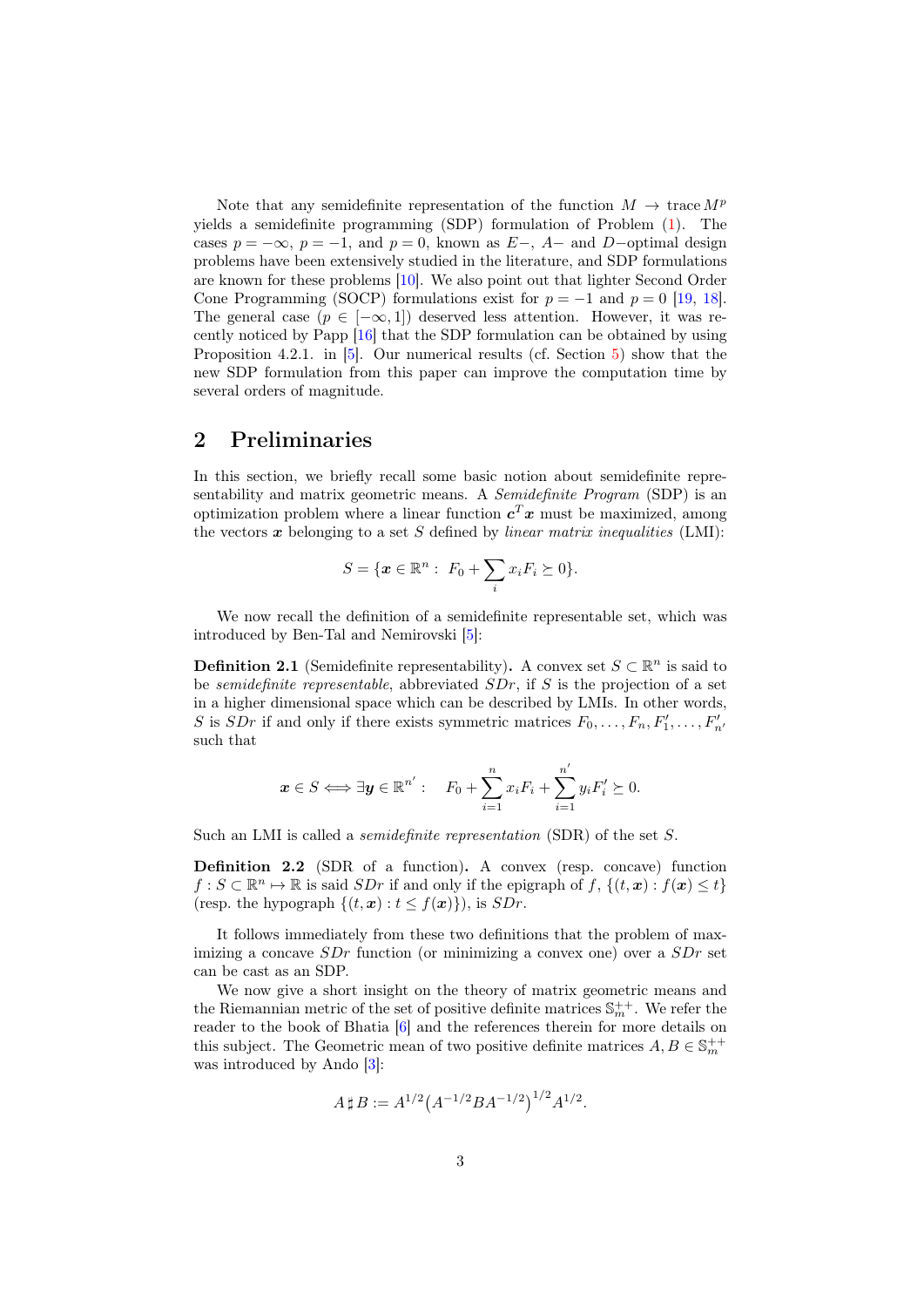Note that any semidefinite representation of the function $M \to \operatorname{trace} M^p$ yields a semidefinite programming (SDP) formulation of Problem (1). The cases $p = -\infty$, $p = -1$, and $p = 0$, known as $E-$, $A-$ and $D-$optimal design problems have been extensively studied in the literature, and SDP formulations are known for these problems [10]. We also point out that lighter Second Order Cone Programming (SOCP) formulations exist for $p = -1$ and $p = 0$ [19, 18]. The general case ($p \in [-\infty, 1]$) deserved less attention. However, it was recently noticed by Papp [16] that the SDP formulation can be obtained by using Proposition 4.2.1. in [5]. Our numerical results (cf. Section 5) show that the new SDP formulation from this paper can improve the computation time by several orders of magnitude.

## 2 Preliminaries

In this section, we briefly recall some basic notion about semidefinite representability and matrix geometric means. A *Semidefinite Program* (SDP) is an optimization problem where a linear function $\boldsymbol{c}^T\boldsymbol{x}$ must be maximized, among the vectors $\boldsymbol{x}$ belonging to a set $S$ defined by *linear matrix inequalities* (LMI):

$$S = \{\boldsymbol{x} \in \mathbb{R}^n : \; F_0 + \sum_i x_i F_i \succeq 0\}.$$

We now recall the definition of a semidefinite representable set, which was introduced by Ben-Tal and Nemirovski [5]:

**Definition 2.1** (Semidefinite representability)**.** A convex set $S \subset \mathbb{R}^n$ is said to be *semidefinite representable*, abbreviated *SDr*, if $S$ is the projection of a set in a higher dimensional space which can be described by LMIs. In other words, $S$ is *SDr* if and only if there exists symmetric matrices $F_0, \ldots, F_n, F_1', \ldots, F_{n'}'$ such that

$$\boldsymbol{x} \in S \Longleftrightarrow \exists \boldsymbol{y} \in \mathbb{R}^{n'} : \quad F_0 + \sum_{i=1}^{n} x_i F_i + \sum_{i=1}^{n'} y_i F_i' \succeq 0.$$

Such an LMI is called a *semidefinite representation* (SDR) of the set $S$.

**Definition 2.2** (SDR of a function)**.** A convex (resp. concave) function $f : S \subset \mathbb{R}^n \mapsto \mathbb{R}$ is said *SDr* if and only if the epigraph of $f$, $\{(t, \boldsymbol{x}) : f(\boldsymbol{x}) \leq t\}$ (resp. the hypograph $\{(t, \boldsymbol{x}) : t \leq f(\boldsymbol{x})\}$), is *SDr*.

It follows immediately from these two definitions that the problem of maximizing a concave *SDr* function (or minimizing a convex one) over a *SDr* set can be cast as an SDP.

We now give a short insight on the theory of matrix geometric means and the Riemannian metric of the set of positive definite matrices $\mathbb{S}_m^{++}$. We refer the reader to the book of Bhatia [6] and the references therein for more details on this subject. The Geometric mean of two positive definite matrices $A, B \in \mathbb{S}_m^{++}$ was introduced by Ando [3]:

$$A \,\sharp\, B := A^{1/2}\big(A^{-1/2}BA^{-1/2}\big)^{1/2}A^{1/2}.$$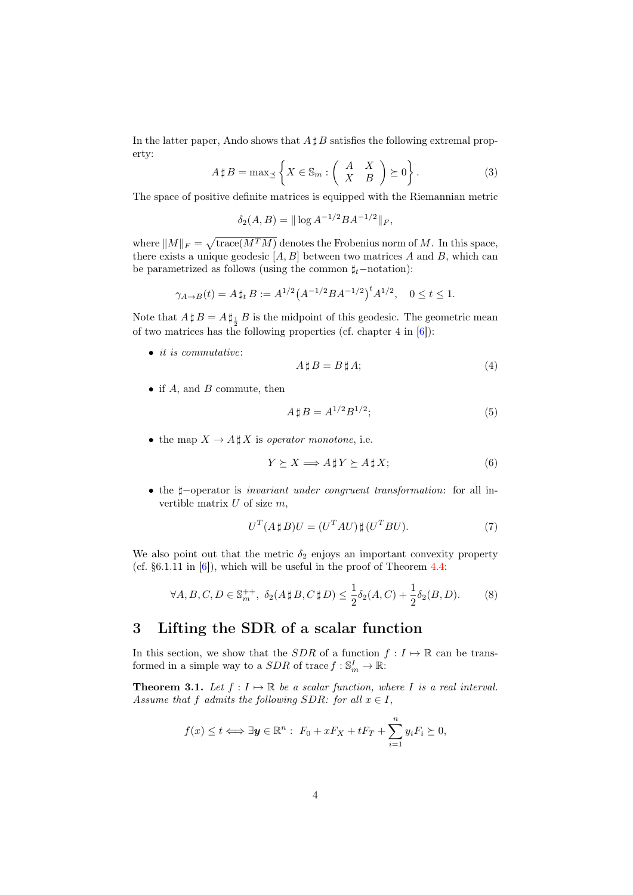In the latter paper, Ando shows that $A \,\sharp\, B$ satisfies the following extremal property:

$$A \,\sharp\, B = \max_{\preceq} \left\{ X \in \mathbb{S}_m : \begin{pmatrix} A & X \\ X & B \end{pmatrix} \succeq 0 \right\}. \tag{3}$$

The space of positive definite matrices is equipped with the Riemannian metric

$$\delta_2(A, B) = \| \log A^{-1/2} B A^{-1/2} \|_F,$$

where $\|M\|_F = \sqrt{\operatorname{trace}(M^T M)}$ denotes the Frobenius norm of $M$. In this space, there exists a unique geodesic $[A, B]$ between two matrices $A$ and $B$, which can be parametrized as follows (using the common $\sharp_t$−notation):

$$\gamma_{A \to B}(t) = A \,\sharp_t\, B := A^{1/2} \big(A^{-1/2} B A^{-1/2}\big)^t A^{1/2}, \quad 0 \leq t \leq 1.$$

Note that $A \,\sharp\, B = A \,\sharp_{\frac{1}{2}}\, B$ is the midpoint of this geodesic. The geometric mean of two matrices has the following properties (cf. chapter 4 in [6]):

- *it is commutative*:
$$A \,\sharp\, B = B \,\sharp\, A; \tag{4}$$
- if $A$, and $B$ commute, then
$$A \,\sharp\, B = A^{1/2} B^{1/2}; \tag{5}$$
- the map $X \to A \,\sharp\, X$ is *operator monotone*, i.e.
$$Y \succeq X \Longrightarrow A \,\sharp\, Y \succeq A \,\sharp\, X; \tag{6}$$
- the $\sharp$−operator is *invariant under congruent transformation*: for all invertible matrix $U$ of size $m$,
$$U^T (A \,\sharp\, B) U = (U^T A U) \,\sharp\, (U^T B U). \tag{7}$$

We also point out that the metric $\delta_2$ enjoys an important convexity property (cf. §6.1.11 in [6]), which will be useful in the proof of Theorem 4.4:

$$\forall A, B, C, D \in \mathbb{S}_m^{++},\ \delta_2(A \,\sharp\, B, C \,\sharp\, D) \leq \frac{1}{2} \delta_2(A, C) + \frac{1}{2} \delta_2(B, D). \tag{8}$$

## 3 Lifting the SDR of a scalar function

In this section, we show that the *SDR* of a function $f : I \mapsto \mathbb{R}$ can be transformed in a simple way to a *SDR* of $\operatorname{trace} f : \mathbb{S}_m^I \to \mathbb{R}$:

**Theorem 3.1.** *Let $f : I \mapsto \mathbb{R}$ be a scalar function, where $I$ is a real interval. Assume that $f$ admits the following SDR: for all $x \in I$,*

$$f(x) \leq t \Longleftrightarrow \exists \boldsymbol{y} \in \mathbb{R}^n : \ F_0 + x F_X + t F_T + \sum_{i=1}^{n} y_i F_i \succeq 0,$$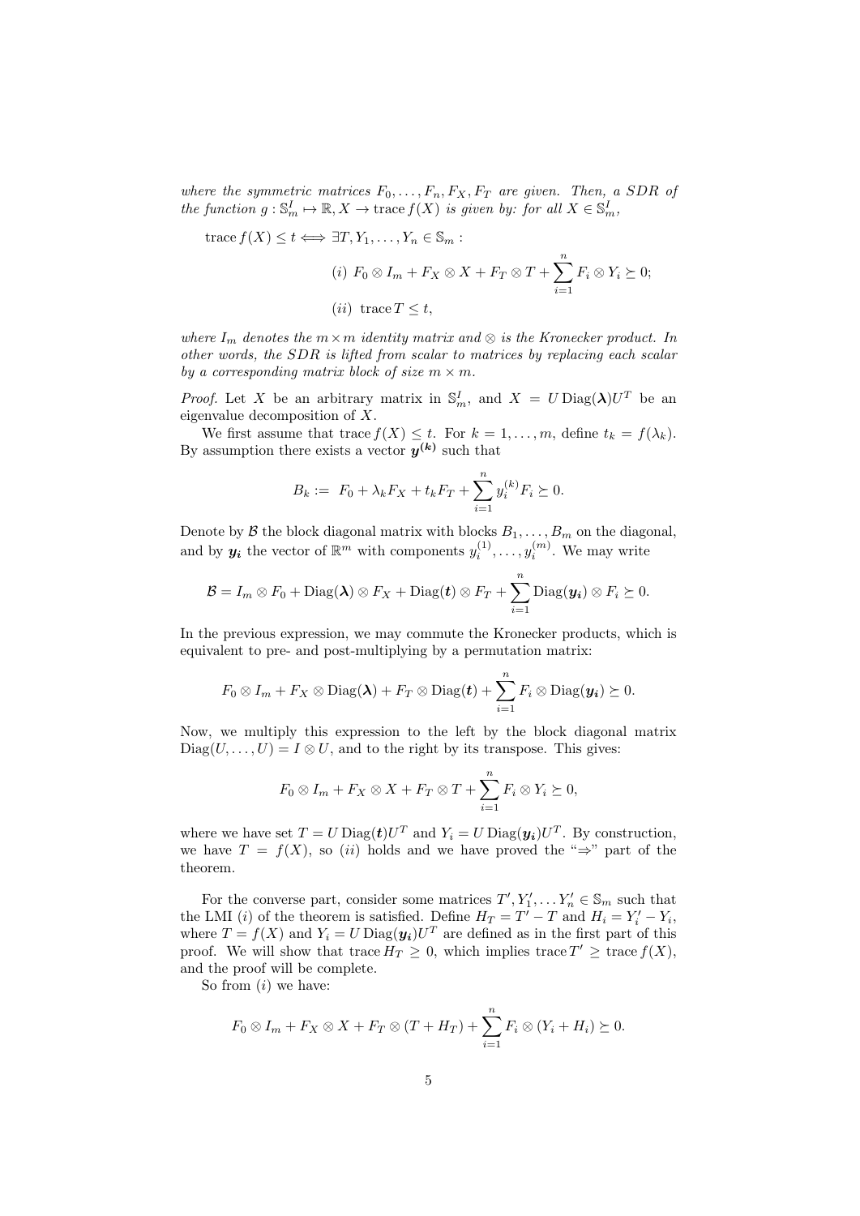*where the symmetric matrices $F_0, \ldots, F_n, F_X, F_T$ are given. Then, a SDR of the function $g : \mathbb{S}_m^I \mapsto \mathbb{R}, X \to \operatorname{trace} f(X)$ is given by: for all $X \in \mathbb{S}_m^I$,*

$$\operatorname{trace} f(X) \leq t \iff \exists T, Y_1, \ldots, Y_n \in \mathbb{S}_m :$$

$$(i)\ F_0 \otimes I_m + F_X \otimes X + F_T \otimes T + \sum_{i=1}^n F_i \otimes Y_i \succeq 0;$$

$$(ii)\ \operatorname{trace} T \leq t,$$

*where $I_m$ denotes the $m \times m$ identity matrix and $\otimes$ is the Kronecker product. In other words, the SDR is lifted from scalar to matrices by replacing each scalar by a corresponding matrix block of size $m \times m$.*

*Proof.* Let $X$ be an arbitrary matrix in $\mathbb{S}_m^I$, and $X = U \operatorname{Diag}(\boldsymbol{\lambda}) U^T$ be an eigenvalue decomposition of $X$.

We first assume that $\operatorname{trace} f(X) \leq t$. For $k = 1, \ldots, m$, define $t_k = f(\lambda_k)$. By assumption there exists a vector $\boldsymbol{y^{(k)}}$ such that

$$B_k := F_0 + \lambda_k F_X + t_k F_T + \sum_{i=1}^n y_i^{(k)} F_i \succeq 0.$$

Denote by $\mathcal{B}$ the block diagonal matrix with blocks $B_1, \ldots, B_m$ on the diagonal, and by $\boldsymbol{y_i}$ the vector of $\mathbb{R}^m$ with components $y_i^{(1)}, \ldots, y_i^{(m)}$. We may write

$$\mathcal{B} = I_m \otimes F_0 + \operatorname{Diag}(\boldsymbol{\lambda}) \otimes F_X + \operatorname{Diag}(\boldsymbol{t}) \otimes F_T + \sum_{i=1}^n \operatorname{Diag}(\boldsymbol{y_i}) \otimes F_i \succeq 0.$$

In the previous expression, we may commute the Kronecker products, which is equivalent to pre- and post-multiplying by a permutation matrix:

$$F_0 \otimes I_m + F_X \otimes \operatorname{Diag}(\boldsymbol{\lambda}) + F_T \otimes \operatorname{Diag}(\boldsymbol{t}) + \sum_{i=1}^n F_i \otimes \operatorname{Diag}(\boldsymbol{y_i}) \succeq 0.$$

Now, we multiply this expression to the left by the block diagonal matrix $\operatorname{Diag}(U, \ldots, U) = I \otimes U$, and to the right by its transpose. This gives:

$$F_0 \otimes I_m + F_X \otimes X + F_T \otimes T + \sum_{i=1}^n F_i \otimes Y_i \succeq 0,$$

where we have set $T = U \operatorname{Diag}(\boldsymbol{t}) U^T$ and $Y_i = U \operatorname{Diag}(\boldsymbol{y_i}) U^T$. By construction, we have $T = f(X)$, so $(ii)$ holds and we have proved the "$\Rightarrow$" part of the theorem.

For the converse part, consider some matrices $T', Y_1', \ldots Y_n' \in \mathbb{S}_m$ such that the LMI $(i)$ of the theorem is satisfied. Define $H_T = T' - T$ and $H_i = Y_i' - Y_i$, where $T = f(X)$ and $Y_i = U \operatorname{Diag}(\boldsymbol{y_i}) U^T$ are defined as in the first part of this proof. We will show that $\operatorname{trace} H_T \geq 0$, which implies $\operatorname{trace} T' \geq \operatorname{trace} f(X)$, and the proof will be complete.

So from $(i)$ we have:

$$F_0 \otimes I_m + F_X \otimes X + F_T \otimes (T + H_T) + \sum_{i=1}^n F_i \otimes (Y_i + H_i) \succeq 0.$$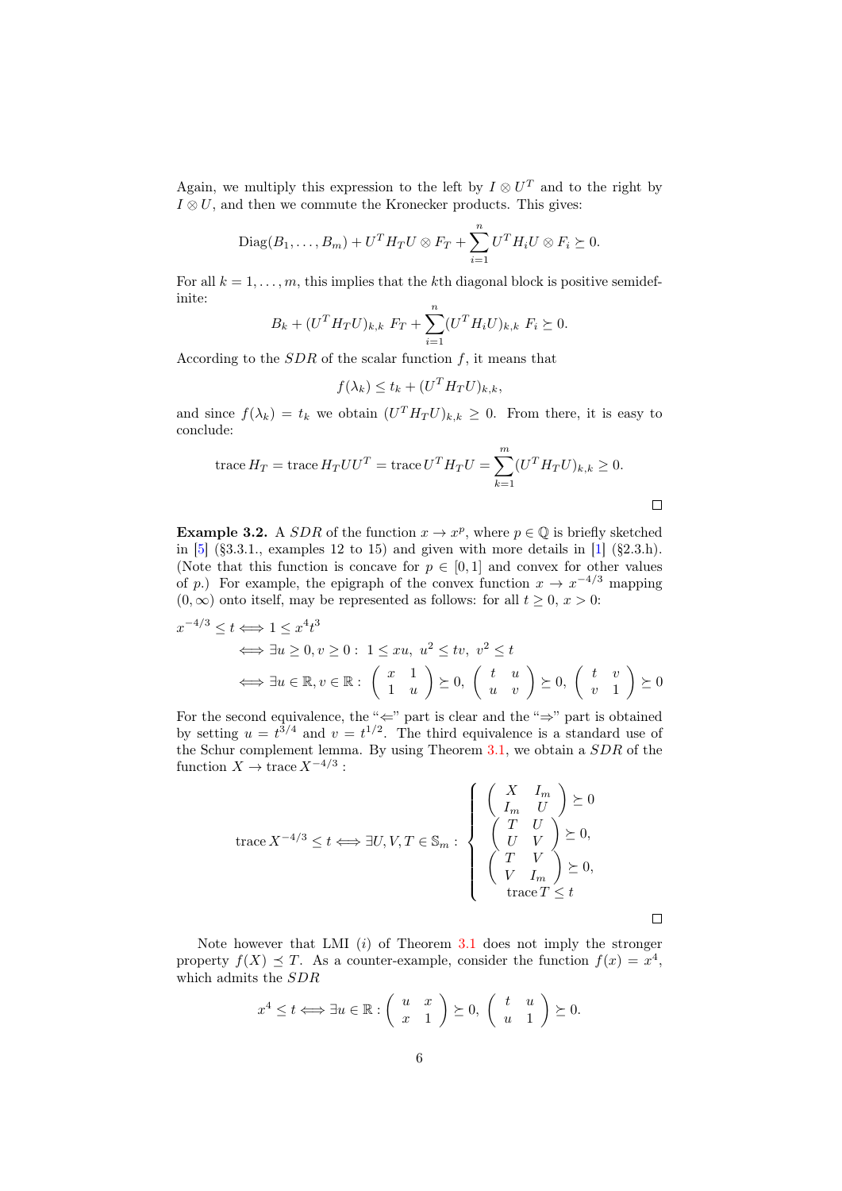Again, we multiply this expression to the left by $I \otimes U^T$ and to the right by $I \otimes U$, and then we commute the Kronecker products. This gives:

$$\operatorname{Diag}(B_1, \ldots, B_m) + U^T H_T U \otimes F_T + \sum_{i=1}^{n} U^T H_i U \otimes F_i \succeq 0.$$

For all $k = 1, \ldots, m$, this implies that the $k$th diagonal block is positive semidefinite:

$$B_k + (U^T H_T U)_{k,k} \; F_T + \sum_{i=1}^{n} (U^T H_i U)_{k,k} \; F_i \succeq 0.$$

According to the $SDR$ of the scalar function $f$, it means that

$$f(\lambda_k) \leq t_k + (U^T H_T U)_{k,k},$$

and since $f(\lambda_k) = t_k$ we obtain $(U^T H_T U)_{k,k} \geq 0$. From there, it is easy to conclude:

$$\operatorname{trace} H_T = \operatorname{trace} H_T U U^T = \operatorname{trace} U^T H_T U = \sum_{k=1}^{m} (U^T H_T U)_{k,k} \geq 0.$$

□

**Example 3.2.** A $SDR$ of the function $x \to x^p$, where $p \in \mathbb{Q}$ is briefly sketched in [5] (§3.3.1., examples 12 to 15) and given with more details in [1] (§2.3.h). (Note that this function is concave for $p \in [0, 1]$ and convex for other values of $p$.) For example, the epigraph of the convex function $x \to x^{-4/3}$ mapping $(0, \infty)$ onto itself, may be represented as follows: for all $t \geq 0$, $x > 0$:

$$\begin{aligned}
x^{-4/3} \leq t &\iff 1 \leq x^4 t^3 \\
&\iff \exists u \geq 0, v \geq 0 : \; 1 \leq xu, \; u^2 \leq tv, \; v^2 \leq t \\
&\iff \exists u \in \mathbb{R}, v \in \mathbb{R} : \begin{pmatrix} x & 1 \\ 1 & u \end{pmatrix} \succeq 0, \begin{pmatrix} t & u \\ u & v \end{pmatrix} \succeq 0, \begin{pmatrix} t & v \\ v & 1 \end{pmatrix} \succeq 0
\end{aligned}$$

For the second equivalence, the "$\Leftarrow$" part is clear and the "$\Rightarrow$" part is obtained by setting $u = t^{3/4}$ and $v = t^{1/2}$. The third equivalence is a standard use of the Schur complement lemma. By using Theorem 3.1, we obtain a $SDR$ of the function $X \to \operatorname{trace} X^{-4/3}$ :

$$\operatorname{trace} X^{-4/3} \leq t \iff \exists U, V, T \in \mathbb{S}_m : \left\{ \begin{array}{l} \begin{pmatrix} X & I_m \\ I_m & U \end{pmatrix} \succeq 0 \\ \begin{pmatrix} T & U \\ U & V \end{pmatrix} \succeq 0, \\ \begin{pmatrix} T & V \\ V & I_m \end{pmatrix} \succeq 0, \\ \operatorname{trace} T \leq t \end{array} \right.$$

□

Note however that LMI $(i)$ of Theorem 3.1 does not imply the stronger property $f(X) \preceq T$. As a counter-example, consider the function $f(x) = x^4$, which admits the $SDR$

$$x^4 \leq t \iff \exists u \in \mathbb{R} : \begin{pmatrix} u & x \\ x & 1 \end{pmatrix} \succeq 0, \begin{pmatrix} t & u \\ u & 1 \end{pmatrix} \succeq 0.$$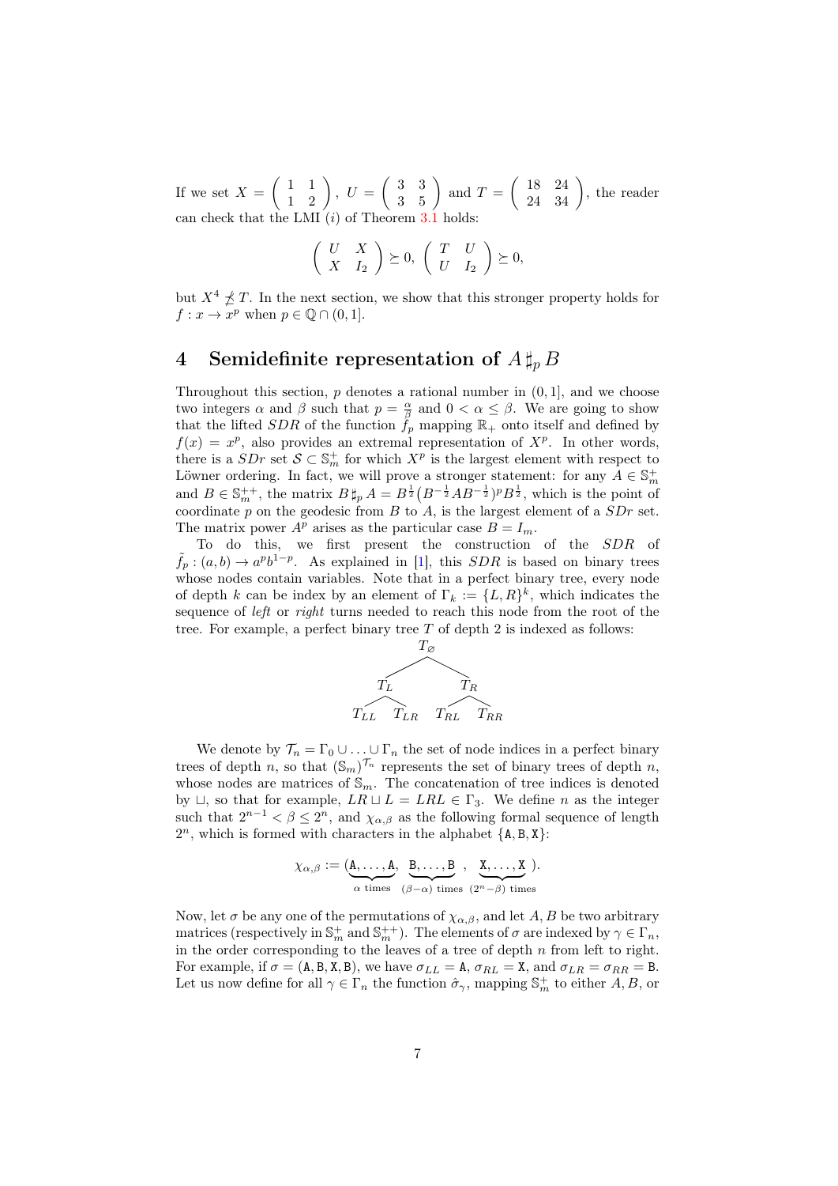If we set $X = \begin{pmatrix} 1 & 1 \\ 1 & 2 \end{pmatrix}$, $U = \begin{pmatrix} 3 & 3 \\ 3 & 5 \end{pmatrix}$ and $T = \begin{pmatrix} 18 & 24 \\ 24 & 34 \end{pmatrix}$, the reader can check that the LMI $(i)$ of Theorem 3.1 holds:

$$\begin{pmatrix} U & X \\ X & I_2 \end{pmatrix} \succeq 0, \ \begin{pmatrix} T & U \\ U & I_2 \end{pmatrix} \succeq 0,$$

but $X^4 \not\preceq T$. In the next section, we show that this stronger property holds for $f : x \to x^p$ when $p \in \mathbb{Q} \cap (0, 1]$.

## 4 Semidefinite representation of $A \sharp_p B$

Throughout this section, $p$ denotes a rational number in $(0, 1]$, and we choose two integers $\alpha$ and $\beta$ such that $p = \frac{\alpha}{\beta}$ and $0 < \alpha \leq \beta$. We are going to show that the lifted $SDR$ of the function $\tilde{f}_p$ mapping $\mathbb{R}_+$ onto itself and defined by $f(x) = x^p$, also provides an extremal representation of $X^p$. In other words, there is a $SDr$ set $\mathcal{S} \subset \mathbb{S}_m^+$ for which $X^p$ is the largest element with respect to Löwner ordering. In fact, we will prove a stronger statement: for any $A \in \mathbb{S}_m^+$ and $B \in \mathbb{S}_m^{++}$, the matrix $B \sharp_p A = B^{\frac{1}{2}}(B^{-\frac{1}{2}}AB^{-\frac{1}{2}})^p B^{\frac{1}{2}}$, which is the point of coordinate $p$ on the geodesic from $B$ to $A$, is the largest element of a $SDr$ set. The matrix power $A^p$ arises as the particular case $B = I_m$.

To do this, we first present the construction of the $SDR$ of $\tilde{f}_p : (a, b) \to a^p b^{1-p}$. As explained in [1], this $SDR$ is based on binary trees whose nodes contain variables. Note that in a perfect binary tree, every node of depth $k$ can be index by an element of $\Gamma_k := \{L, R\}^k$, which indicates the sequence of *left* or *right* turns needed to reach this node from the root of the tree. For example, a perfect binary tree $T$ of depth 2 is indexed as follows:

$$\begin{array}{ccccccc} & & & T_\varnothing & & & \\ & T_L & & & & T_R & \\ T_{LL} & & T_{LR} & & T_{RL} & & T_{RR} \end{array}$$

We denote by $\mathcal{T}_n = \Gamma_0 \cup \ldots \cup \Gamma_n$ the set of node indices in a perfect binary trees of depth $n$, so that $(\mathbb{S}_m)^{\mathcal{T}_n}$ represents the set of binary trees of depth $n$, whose nodes are matrices of $\mathbb{S}_m$. The concatenation of tree indices is denoted by $\sqcup$, so that for example, $LR \sqcup L = LRL \in \Gamma_3$. We define $n$ as the integer such that $2^{n-1} < \beta \leq 2^n$, and $\chi_{\alpha,\beta}$ as the following formal sequence of length $2^n$, which is formed with characters in the alphabet $\{\mathtt{A}, \mathtt{B}, \mathtt{X}\}$:

$$\chi_{\alpha,\beta} := (\underbrace{\mathtt{A}, \ldots, \mathtt{A}}_{\alpha \text{ times}}, \underbrace{\mathtt{B}, \ldots, \mathtt{B}}_{(\beta-\alpha) \text{ times}}, \underbrace{\mathtt{X}, \ldots, \mathtt{X}}_{(2^n-\beta) \text{ times}}).$$

Now, let $\sigma$ be any one of the permutations of $\chi_{\alpha,\beta}$, and let $A, B$ be two arbitrary matrices (respectively in $\mathbb{S}_m^+$ and $\mathbb{S}_m^{++}$). The elements of $\sigma$ are indexed by $\gamma \in \Gamma_n$, in the order corresponding to the leaves of a tree of depth $n$ from left to right. For example, if $\sigma = (\mathtt{A}, \mathtt{B}, \mathtt{X}, \mathtt{B})$, we have $\sigma_{LL} = \mathtt{A}$, $\sigma_{RL} = \mathtt{X}$, and $\sigma_{LR} = \sigma_{RR} = \mathtt{B}$. Let us now define for all $\gamma \in \Gamma_n$ the function $\hat{\sigma}_\gamma$, mapping $\mathbb{S}_m^+$ to either $A, B$, or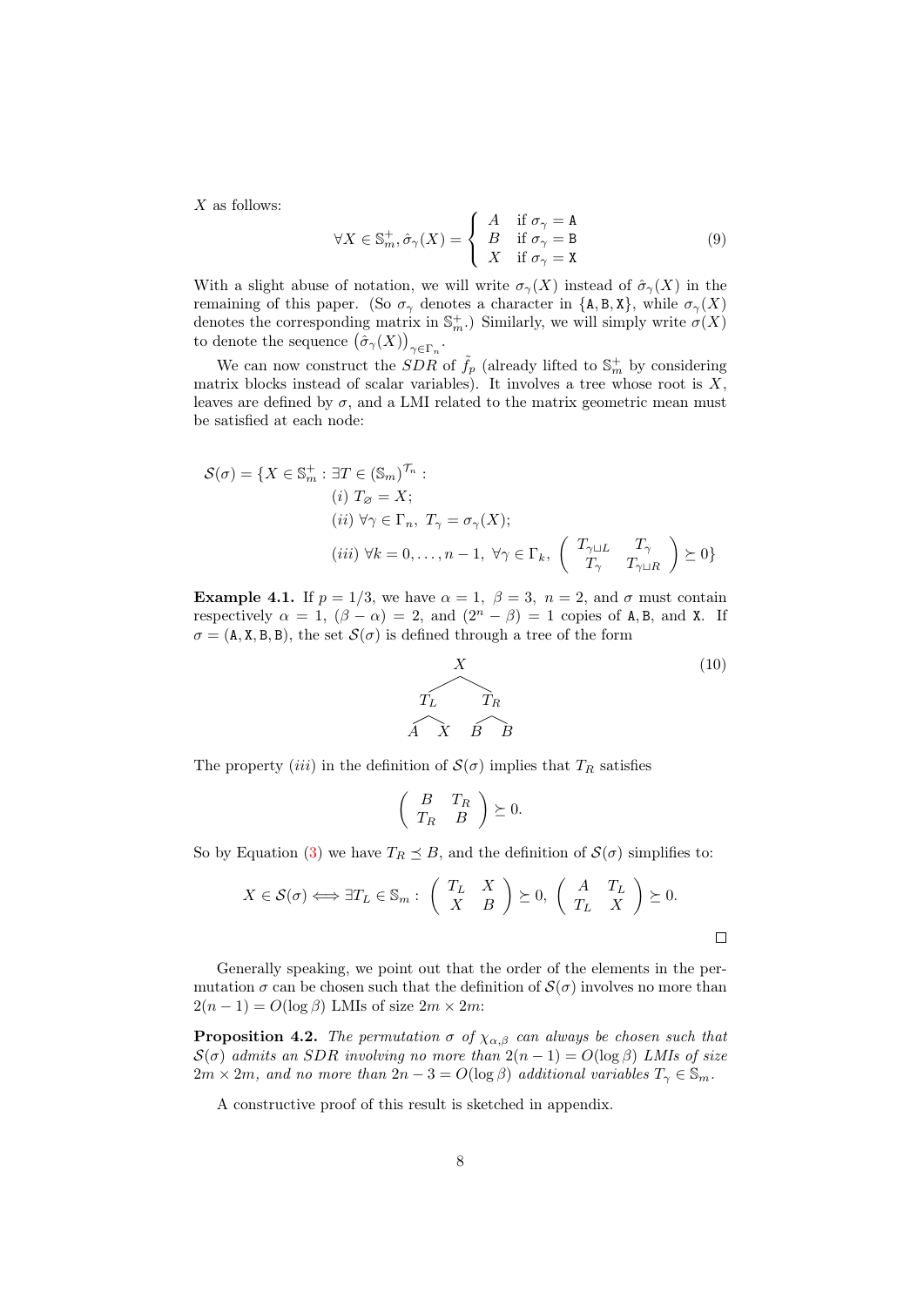$X$ as follows:

$$\forall X \in \mathbb{S}_m^+, \hat{\sigma}_\gamma(X) = \begin{cases} A & \text{if } \sigma_\gamma = \mathtt{A} \\ B & \text{if } \sigma_\gamma = \mathtt{B} \\ X & \text{if } \sigma_\gamma = \mathtt{X} \end{cases} \tag{9}$$

With a slight abuse of notation, we will write $\sigma_\gamma(X)$ instead of $\hat{\sigma}_\gamma(X)$ in the remaining of this paper. (So $\sigma_\gamma$ denotes a character in $\{\mathtt{A}, \mathtt{B}, \mathtt{X}\}$, while $\sigma_\gamma(X)$ denotes the corresponding matrix in $\mathbb{S}_m^+$.) Similarly, we will simply write $\sigma(X)$ to denote the sequence $\left(\hat{\sigma}_\gamma(X)\right)_{\gamma \in \Gamma_n}$.

We can now construct the *SDR* of $\tilde{f}_p$ (already lifted to $\mathbb{S}_m^+$ by considering matrix blocks instead of scalar variables). It involves a tree whose root is $X$, leaves are defined by $\sigma$, and a LMI related to the matrix geometric mean must be satisfied at each node:

$$\begin{aligned}
\mathcal{S}(\sigma) = \{X \in \mathbb{S}_m^+ : \exists T \in (\mathbb{S}_m)^{\mathcal{T}_n} :& \\
&(i)\ T_\varnothing = X; \\
&(ii)\ \forall \gamma \in \Gamma_n,\ T_\gamma = \sigma_\gamma(X); \\
&(iii)\ \forall k = 0, \ldots, n-1,\ \forall \gamma \in \Gamma_k,\ \begin{pmatrix} T_{\gamma \sqcup L} & T_\gamma \\ T_\gamma & T_{\gamma \sqcup R} \end{pmatrix} \succeq 0\}
\end{aligned}$$

**Example 4.1.** If $p = 1/3$, we have $\alpha = 1,\ \beta = 3,\ n = 2$, and $\sigma$ must contain respectively $\alpha = 1$, $(\beta - \alpha) = 2$, and $(2^n - \beta) = 1$ copies of $\mathtt{A}, \mathtt{B}$, and $\mathtt{X}$. If $\sigma = (\mathtt{A}, \mathtt{X}, \mathtt{B}, \mathtt{B})$, the set $\mathcal{S}(\sigma)$ is defined through a tree of the form

$$\begin{array}{ccc} & X & \\ T_L & & T_R \\ A \quad X & & B \quad B \end{array} \tag{10}$$

The property $(iii)$ in the definition of $\mathcal{S}(\sigma)$ implies that $T_R$ satisfies

$$\begin{pmatrix} B & T_R \\ T_R & B \end{pmatrix} \succeq 0.$$

So by Equation (3) we have $T_R \preceq B$, and the definition of $\mathcal{S}(\sigma)$ simplifies to:

$$X \in \mathcal{S}(\sigma) \Longleftrightarrow \exists T_L \in \mathbb{S}_m : \begin{pmatrix} T_L & X \\ X & B \end{pmatrix} \succeq 0,\ \begin{pmatrix} A & T_L \\ T_L & X \end{pmatrix} \succeq 0.$$

□

Generally speaking, we point out that the order of the elements in the permutation $\sigma$ can be chosen such that the definition of $\mathcal{S}(\sigma)$ involves no more than $2(n-1) = O(\log \beta)$ LMIs of size $2m \times 2m$:

**Proposition 4.2.** *The permutation $\sigma$ of $\chi_{\alpha,\beta}$ can always be chosen such that $\mathcal{S}(\sigma)$ admits an SDR involving no more than $2(n-1) = O(\log \beta)$ LMIs of size $2m \times 2m$, and no more than $2n - 3 = O(\log \beta)$ additional variables $T_\gamma \in \mathbb{S}_m$.*

A constructive proof of this result is sketched in appendix.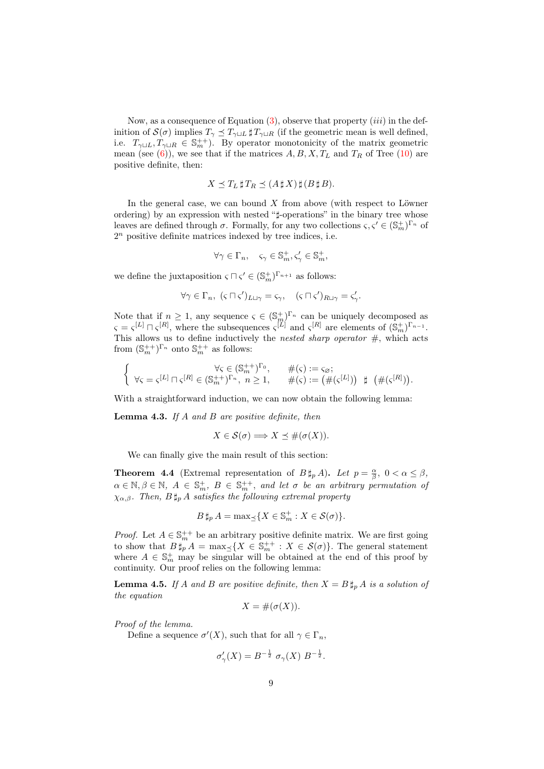Now, as a consequence of Equation (3), observe that property $(iii)$ in the definition of $\mathcal{S}(\sigma)$ implies $T_\gamma \preceq T_{\gamma\sqcup L} \,\sharp\, T_{\gamma\sqcup R}$ (if the geometric mean is well defined, i.e. $T_{\gamma\sqcup L}, T_{\gamma\sqcup R} \in \mathbb{S}_m^{++}$). By operator monotonicity of the matrix geometric mean (see (6)), we see that if the matrices $A, B, X, T_L$ and $T_R$ of Tree (10) are positive definite, then:

$$X \preceq T_L \,\sharp\, T_R \preceq (A \,\sharp\, X) \,\sharp\, (B \,\sharp\, B).$$

In the general case, we can bound $X$ from above (with respect to Löwner ordering) by an expression with nested "$\sharp$-operations" in the binary tree whose leaves are defined through $\sigma$. Formally, for any two collections $\varsigma, \varsigma' \in (\mathbb{S}_m^+)^{\Gamma_n}$ of $2^n$ positive definite matrices indexed by tree indices, i.e.

$$\forall \gamma \in \Gamma_n, \quad \varsigma_\gamma \in \mathbb{S}_m^+, \varsigma'_\gamma \in \mathbb{S}_m^+,$$

we define the juxtaposition $\varsigma \sqcap \varsigma' \in (\mathbb{S}_m^+)^{\Gamma_{n+1}}$ as follows:

$$\forall \gamma \in \Gamma_n, \; (\varsigma \sqcap \varsigma')_{L\sqcup\gamma} = \varsigma_\gamma, \quad (\varsigma \sqcap \varsigma')_{R\sqcup\gamma} = \varsigma'_\gamma.$$

Note that if $n \geq 1$, any sequence $\varsigma \in (\mathbb{S}_m^+)^{\Gamma_n}$ can be uniquely decomposed as $\varsigma = \varsigma^{[L]} \sqcap \varsigma^{[R]}$, where the subsequences $\varsigma^{[L]}$ and $\varsigma^{[R]}$ are elements of $(\mathbb{S}_m^+)^{\Gamma_{n-1}}$. This allows us to define inductively the *nested sharp operator* $\#$, which acts from $(\mathbb{S}_m^{++})^{\Gamma_n}$ onto $\mathbb{S}_m^{++}$ as follows:

$$\begin{cases} \qquad\qquad \forall \varsigma \in (\mathbb{S}_m^{++})^{\Gamma_0}, & \#(\varsigma) := \varsigma_\varnothing; \\ \forall \varsigma = \varsigma^{[L]} \sqcap \varsigma^{[R]} \in (\mathbb{S}_m^{++})^{\Gamma_n}, \; n \geq 1, & \#(\varsigma) := \left(\#(\varsigma^{[L]})\right) \;\sharp\; \left(\#(\varsigma^{[R]})\right). \end{cases}$$

With a straightforward induction, we can now obtain the following lemma:

**Lemma 4.3.** *If $A$ and $B$ are positive definite, then*

$$X \in \mathcal{S}(\sigma) \Longrightarrow X \preceq \#(\sigma(X)).$$

We can finally give the main result of this section:

**Theorem 4.4** (Extremal representation of $B \,\sharp_p\, A$)**.** *Let $p = \frac{\alpha}{\beta}$, $0 < \alpha \leq \beta$, $\alpha \in \mathbb{N}, \beta \in \mathbb{N}$, $A \in \mathbb{S}_m^+$, $B \in \mathbb{S}_m^{++}$, and let $\sigma$ be an arbitrary permutation of $\chi_{\alpha,\beta}$. Then, $B \,\sharp_p\, A$ satisfies the following extremal property*

$$B \,\sharp_p\, A = \max\nolimits_\preceq \{X \in \mathbb{S}_m^+ : X \in \mathcal{S}(\sigma)\}.$$

*Proof.* Let $A \in \mathbb{S}_m^{++}$ be an arbitrary positive definite matrix. We are first going to show that $B \,\sharp_p\, A = \max_\preceq \{X \in \mathbb{S}_m^{++} : X \in \mathcal{S}(\sigma)\}$. The general statement where $A \in \mathbb{S}_m^+$ may be singular will be obtained at the end of this proof by continuity. Our proof relies on the following lemma:

**Lemma 4.5.** *If $A$ and $B$ are positive definite, then $X = B \,\sharp_p\, A$ is a solution of the equation*

$$X = \#(\sigma(X)).$$

*Proof of the lemma.*

Define a sequence $\sigma'(X)$, such that for all $\gamma \in \Gamma_n$,

$$\sigma'_\gamma(X) = B^{-\frac{1}{2}} \; \sigma_\gamma(X) \; B^{-\frac{1}{2}}.$$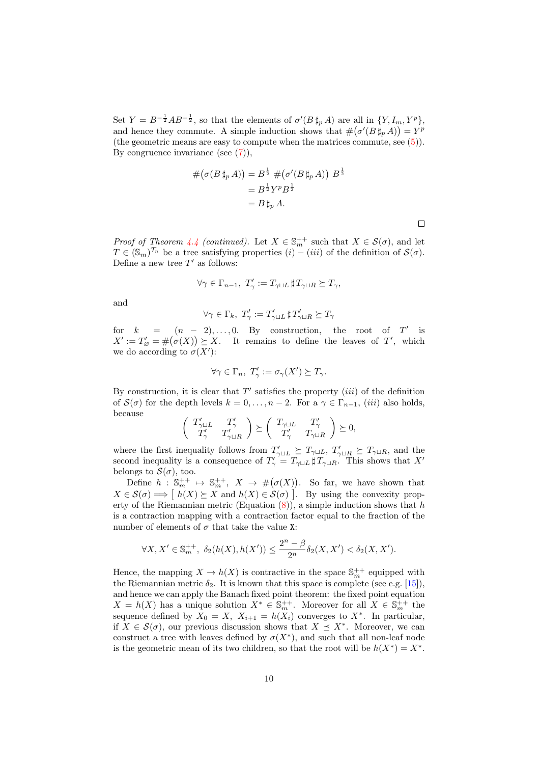Set $Y = B^{-\frac{1}{2}} A B^{-\frac{1}{2}}$, so that the elements of $\sigma'(B \sharp_p A)$ are all in $\{Y, I_m, Y^p\}$, and hence they commute. A simple induction shows that $\#\big(\sigma'(B \sharp_p A)\big) = Y^p$ (the geometric means are easy to compute when the matrices commute, see (5)). By congruence invariance (see (7)),

$$
\begin{aligned}
\#\big(\sigma(B \sharp_p A)\big) &= B^{\frac{1}{2}} \; \#\big(\sigma'(B \sharp_p A)\big) \; B^{\frac{1}{2}} \\
&= B^{\frac{1}{2}} Y^p B^{\frac{1}{2}} \\
&= B \sharp_p A.
\end{aligned}
$$

□

*Proof of Theorem 4.4 (continued).* Let $X \in \mathbb{S}_m^{++}$ such that $X \in \mathcal{S}(\sigma)$, and let $T \in (\mathbb{S}_m)^{\mathcal{T}_n}$ be a tree satisfying properties $(i) - (iii)$ of the definition of $\mathcal{S}(\sigma)$. Define a new tree $T'$ as follows:

$$
\forall \gamma \in \Gamma_{n-1}, \; T'_\gamma := T_{\gamma \sqcup L} \, \sharp \, T_{\gamma \sqcup R} \succeq T_\gamma,
$$

and

$$
\forall \gamma \in \Gamma_k, \; T'_\gamma := T'_{\gamma \sqcup L} \, \sharp \, T'_{\gamma \sqcup R} \succeq T_\gamma
$$

for $k = (n-2), \ldots, 0$. By construction, the root of $T'$ is $X' := T'_\varnothing = \#\big(\sigma(X)\big) \succeq X$. It remains to define the leaves of $T'$, which we do according to $\sigma(X')$:

$$
\forall \gamma \in \Gamma_n, \; T'_\gamma := \sigma_\gamma(X') \succeq T_\gamma.
$$

By construction, it is clear that $T'$ satisfies the property $(iii)$ of the definition of $\mathcal{S}(\sigma)$ for the depth levels $k = 0, \ldots, n-2$. For a $\gamma \in \Gamma_{n-1}$, $(iii)$ also holds, because

$$
\begin{pmatrix} T'_{\gamma \sqcup L} & T'_\gamma \\ T'_\gamma & T'_{\gamma \sqcup R} \end{pmatrix} \succeq \begin{pmatrix} T_{\gamma \sqcup L} & T'_\gamma \\ T'_\gamma & T_{\gamma \sqcup R} \end{pmatrix} \succeq 0,
$$

where the first inequality follows from $T'_{\gamma \sqcup L} \succeq T_{\gamma \sqcup L}$, $T'_{\gamma \sqcup R} \succeq T_{\gamma \sqcup R}$, and the second inequality is a consequence of $T'_\gamma = T_{\gamma \sqcup L} \, \sharp \, T_{\gamma \sqcup R}$. This shows that $X'$ belongs to $\mathcal{S}(\sigma)$, too.

Define $h : \mathbb{S}_m^{++} \mapsto \mathbb{S}_m^{++}$, $X \to \#\big(\sigma(X)\big)$. So far, we have shown that $X \in \mathcal{S}(\sigma) \Longrightarrow \big[\, h(X) \succeq X \text{ and } h(X) \in \mathcal{S}(\sigma) \,\big]$. By using the convexity property of the Riemannian metric (Equation (8)), a simple induction shows that $h$ is a contraction mapping with a contraction factor equal to the fraction of the number of elements of $\sigma$ that take the value $\mathtt{X}$:

$$
\forall X, X' \in \mathbb{S}_m^{++}, \; \delta_2(h(X), h(X')) \leq \frac{2^n - \beta}{2^n} \delta_2(X, X') < \delta_2(X, X').
$$

Hence, the mapping $X \to h(X)$ is contractive in the space $\mathbb{S}_m^{++}$ equipped with the Riemannian metric $\delta_2$. It is known that this space is complete (see e.g. [15]), and hence we can apply the Banach fixed point theorem: the fixed point equation $X = h(X)$ has a unique solution $X^* \in \mathbb{S}_m^{++}$. Moreover for all $X \in \mathbb{S}_m^{++}$ the sequence defined by $X_0 = X$, $X_{i+1} = h(X_i)$ converges to $X^*$. In particular, if $X \in \mathcal{S}(\sigma)$, our previous discussion shows that $X \preceq X^*$. Moreover, we can construct a tree with leaves defined by $\sigma(X^*)$, and such that all non-leaf node is the geometric mean of its two children, so that the root will be $h(X^*) = X^*$.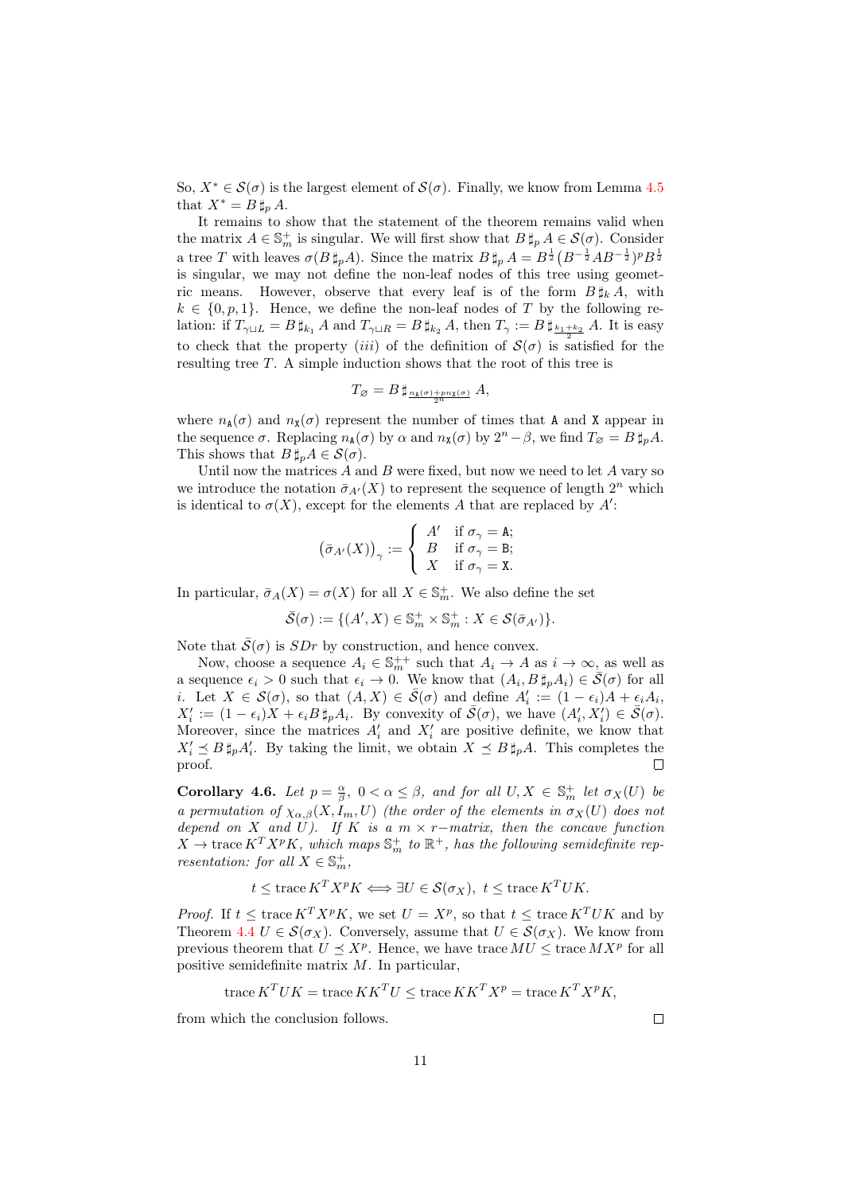So, $X^* \in \mathcal{S}(\sigma)$ is the largest element of $\mathcal{S}(\sigma)$. Finally, we know from Lemma 4.5 that $X^* = B \,\sharp_p\, A$.

It remains to show that the statement of the theorem remains valid when the matrix $A \in \mathbb{S}_m^+$ is singular. We will first show that $B \,\sharp_p\, A \in \mathcal{S}(\sigma)$. Consider a tree $T$ with leaves $\sigma(B \,\sharp_p A)$. Since the matrix $B \,\sharp_p\, A = B^{\frac{1}{2}}\big(B^{-\frac{1}{2}}AB^{-\frac{1}{2}}\big)^p B^{\frac{1}{2}}$ is singular, we may not define the non-leaf nodes of this tree using geometric means. However, observe that every leaf is of the form $B \,\sharp_k\, A$, with $k \in \{0, p, 1\}$. Hence, we define the non-leaf nodes of $T$ by the following relation: if $T_{\gamma \sqcup L} = B \,\sharp_{k_1}\, A$ and $T_{\gamma \sqcup R} = B \,\sharp_{k_2}\, A$, then $T_\gamma := B \,\sharp_{\frac{k_1+k_2}{2}}\, A$. It is easy to check that the property $(iii)$ of the definition of $\mathcal{S}(\sigma)$ is satisfied for the resulting tree $T$. A simple induction shows that the root of this tree is

$$T_\varnothing = B \,\sharp_{\frac{n_{\mathtt{A}}(\sigma) + p n_{\mathtt{X}}(\sigma)}{2^n}}\, A,$$

where $n_{\mathtt{A}}(\sigma)$ and $n_{\mathtt{X}}(\sigma)$ represent the number of times that $\mathtt{A}$ and $\mathtt{X}$ appear in the sequence $\sigma$. Replacing $n_{\mathtt{A}}(\sigma)$ by $\alpha$ and $n_{\mathtt{X}}(\sigma)$ by $2^n - \beta$, we find $T_\varnothing = B \,\sharp_p A$. This shows that $B \,\sharp_p A \in \mathcal{S}(\sigma)$.

Until now the matrices $A$ and $B$ were fixed, but now we need to let $A$ vary so we introduce the notation $\bar{\sigma}_{A'}(X)$ to represent the sequence of length $2^n$ which is identical to $\sigma(X)$, except for the elements $A$ that are replaced by $A'$:

$$\big(\bar{\sigma}_{A'}(X)\big)_\gamma := \begin{cases} A' & \text{if } \sigma_\gamma = \mathtt{A}; \\ B & \text{if } \sigma_\gamma = \mathtt{B}; \\ X & \text{if } \sigma_\gamma = \mathtt{X}. \end{cases}$$

In particular, $\bar{\sigma}_A(X) = \sigma(X)$ for all $X \in \mathbb{S}_m^+$. We also define the set

$$\bar{\mathcal{S}}(\sigma) := \{(A', X) \in \mathbb{S}_m^+ \times \mathbb{S}_m^+ : X \in \mathcal{S}(\bar{\sigma}_{A'})\}.$$

Note that $\bar{\mathcal{S}}(\sigma)$ is *SDr* by construction, and hence convex.

Now, choose a sequence $A_i \in \mathbb{S}_m^{++}$ such that $A_i \to A$ as $i \to \infty$, as well as a sequence $\epsilon_i > 0$ such that $\epsilon_i \to 0$. We know that $(A_i, B \,\sharp_p A_i) \in \bar{\mathcal{S}}(\sigma)$ for all $i$. Let $X \in \mathcal{S}(\sigma)$, so that $(A, X) \in \bar{\mathcal{S}}(\sigma)$ and define $A'_i := (1-\epsilon_i)A + \epsilon_i A_i$, $X'_i := (1-\epsilon_i)X + \epsilon_i B \,\sharp_p A_i$. By convexity of $\bar{\mathcal{S}}(\sigma)$, we have $(A'_i, X'_i) \in \bar{\mathcal{S}}(\sigma)$. Moreover, since the matrices $A'_i$ and $X'_i$ are positive definite, we know that $X'_i \preceq B \,\sharp_p A'_i$. By taking the limit, we obtain $X \preceq B \,\sharp_p A$. This completes the proof. $\square$

**Corollary 4.6.** *Let $p = \frac{\alpha}{\beta}$, $0 < \alpha \leq \beta$, and for all $U, X \in \mathbb{S}_m^+$ let $\sigma_X(U)$ be a permutation of $\chi_{\alpha,\beta}(X, I_m, U)$ (the order of the elements in $\sigma_X(U)$ does not depend on $X$ and $U$). If $K$ is a $m \times r-$matrix, then the concave function $X \to \operatorname{trace} K^T X^p K$, which maps $\mathbb{S}_m^+$ to $\mathbb{R}^+$, has the following semidefinite representation: for all $X \in \mathbb{S}_m^+$,*

$$t \leq \operatorname{trace} K^T X^p K \iff \exists U \in \mathcal{S}(\sigma_X),\ t \leq \operatorname{trace} K^T U K.$$

*Proof.* If $t \leq \operatorname{trace} K^T X^p K$, we set $U = X^p$, so that $t \leq \operatorname{trace} K^T U K$ and by Theorem 4.4 $U \in \mathcal{S}(\sigma_X)$. Conversely, assume that $U \in \mathcal{S}(\sigma_X)$. We know from previous theorem that $U \preceq X^p$. Hence, we have $\operatorname{trace} MU \leq \operatorname{trace} MX^p$ for all positive semidefinite matrix $M$. In particular,

$$\operatorname{trace} K^T U K = \operatorname{trace} K K^T U \leq \operatorname{trace} K K^T X^p = \operatorname{trace} K^T X^p K,$$

from which the conclusion follows. $\square$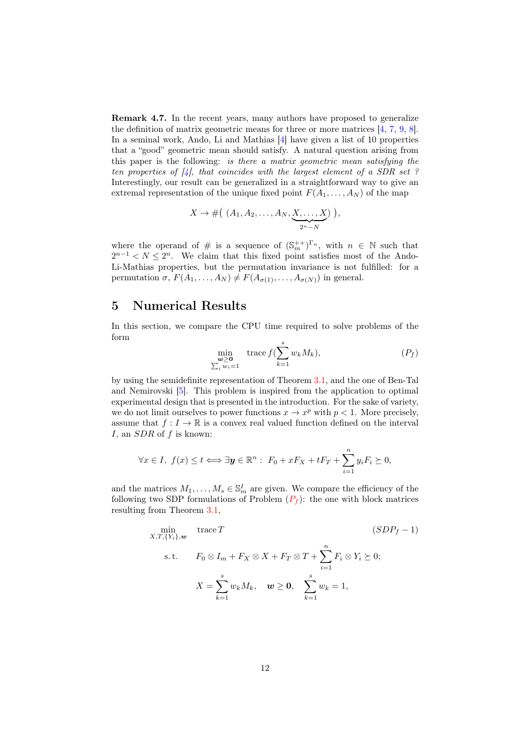**Remark 4.7.** In the recent years, many authors have proposed to generalize the definition of matrix geometric means for three or more matrices [4, 7, 9, 8]. In a seminal work, Ando, Li and Mathias [4] have given a list of 10 properties that a "good" geometric mean should satisfy. A natural question arising from this paper is the following: *is there a matrix geometric mean satisfying the ten properties of [4], that coincides with the largest element of a SDR set ?* Interestingly, our result can be generalized in a straightforward way to give an extremal representation of the unique fixed point $F(A_1,\ldots,A_N)$ of the map

$$X \to \#(\ (A_1, A_2, \ldots, A_N, \underbrace{X, \ldots, X}_{2^n - N})\ ),$$

where the operand of $\#$ is a sequence of $(\mathbb{S}_m^{++})^{\Gamma_n}$, with $n \in \mathbb{N}$ such that $2^{n-1} < N \leq 2^n$. We claim that this fixed point satisfies most of the Ando-Li-Mathias properties, but the permutation invariance is not fulfilled: for a permutation $\sigma$, $F(A_1,\ldots,A_N) \neq F(A_{\sigma(1)},\ldots,A_{\sigma(N)})$ in general.

## 5 Numerical Results

In this section, we compare the CPU time required to solve problems of the form

$$\min_{\substack{\boldsymbol{w}\geq \boldsymbol{0}\\ \sum_i w_i=1}} \quad \operatorname{trace} f(\sum_{k=1}^{s} w_k M_k), \tag{$P_f$}$$

by using the semidefinite representation of Theorem 3.1, and the one of Ben-Tal and Nemirovski [5]. This problem is inspired from the application to optimal experimental design that is presented in the introduction. For the sake of variety, we do not limit ourselves to power functions $x \to x^p$ with $p < 1$. More precisely, assume that $f : I \to \mathbb{R}$ is a convex real valued function defined on the interval $I$, an *SDR* of $f$ is known:

$$\forall x \in I,\ f(x) \leq t \Longleftrightarrow \exists \boldsymbol{y} \in \mathbb{R}^n :\ F_0 + xF_X + tF_T + \sum_{i=1}^{n} y_i F_i \succeq 0,$$

and the matrices $M_1,\ldots,M_s \in \mathbb{S}_m^I$ are given. We compare the efficiency of the following two SDP formulations of Problem ($P_f$): the one with block matrices resulting from Theorem 3.1,

$$\begin{aligned}
\min_{X,T,\{Y_i\},\boldsymbol{w}} \quad & \operatorname{trace} T && (SDP_f - 1)\\
\text{s. t.} \quad & F_0 \otimes I_m + F_X \otimes X + F_T \otimes T + \sum_{i=1}^{n} F_i \otimes Y_i \succeq 0; \\
& X = \sum_{k=1}^{s} w_k M_k, \quad \boldsymbol{w} \geq \boldsymbol{0}, \quad \sum_{k=1}^{s} w_k = 1,
\end{aligned}$$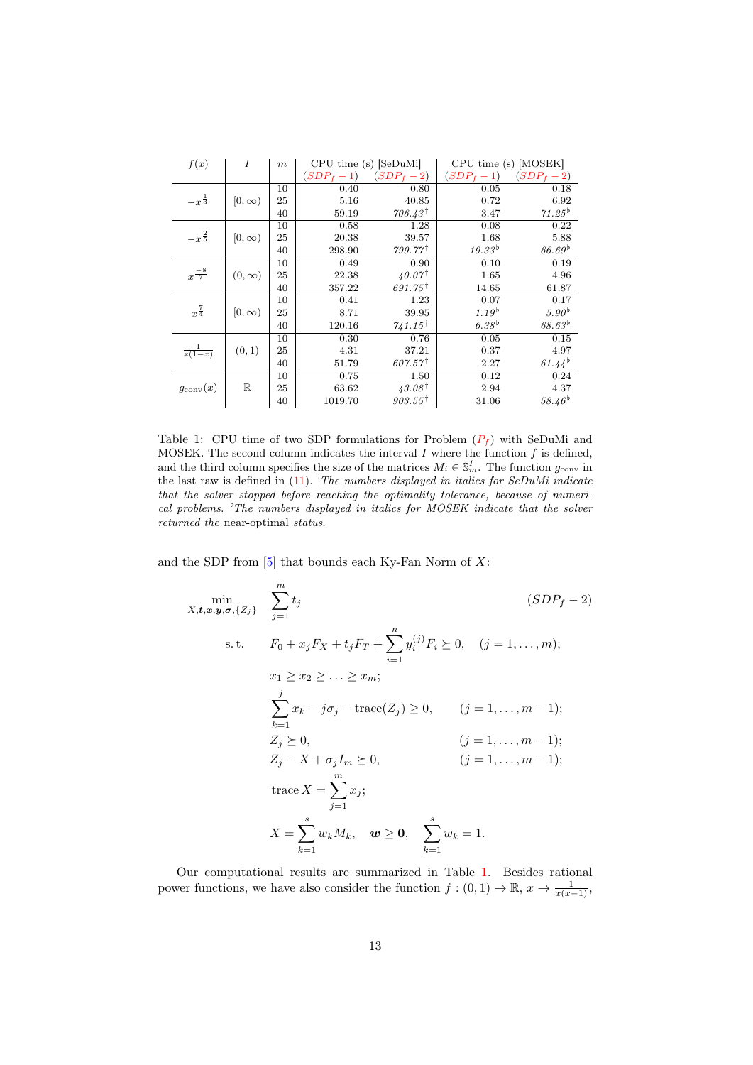| $f(x)$ | $I$ | $m$ | CPU time (s) [SeDuMi] | | CPU time (s) [MOSEK] | |
|---|---|---|---|---|---|---|
| | | | $(SDP_f-1)$ | $(SDP_f-2)$ | $(SDP_f-1)$ | $(SDP_f-2)$ |
| $-x^{\frac{1}{3}}$ | $[0,\infty)$ | 10 | 0.40 | 0.80 | 0.05 | 0.18 |
| | | 25 | 5.16 | 40.85 | 0.72 | 6.92 |
| | | 40 | 59.19 | *706.43*[†] | 3.47 | *71.25*[♭] |
| $-x^{\frac{2}{5}}$ | $[0,\infty)$ | 10 | 0.58 | 1.28 | 0.08 | 0.22 |
| | | 25 | 20.38 | 39.57 | 1.68 | 5.88 |
| | | 40 | 298.90 | *799.77*[†] | *19.33*[♭] | *66.69*[♭] |
| $x^{\frac{-8}{7}}$ | $(0,\infty)$ | 10 | 0.49 | 0.90 | 0.10 | 0.19 |
| | | 25 | 22.38 | *40.07*[†] | 1.65 | 4.96 |
| | | 40 | 357.22 | *691.75*[†] | 14.65 | 61.87 |
| $x^{\frac{7}{4}}$ | $[0,\infty)$ | 10 | 0.41 | 1.23 | 0.07 | 0.17 |
| | | 25 | 8.71 | 39.95 | *1.19*[♭] | *5.90*[♭] |
| | | 40 | 120.16 | *741.15*[†] | *6.38*[♭] | *68.63*[♭] |
| $\frac{1}{x(1-x)}$ | $(0,1)$ | 10 | 0.30 | 0.76 | 0.05 | 0.15 |
| | | 25 | 4.31 | 37.21 | 0.37 | 4.97 |
| | | 40 | 51.79 | *607.57*[†] | 2.27 | *61.44*[♭] |
| $g_{\mathrm{conv}}(x)$ | $\mathbb{R}$ | 10 | 0.75 | 1.50 | 0.12 | 0.24 |
| | | 25 | 63.62 | *43.08*[†] | 2.94 | 4.37 |
| | | 40 | 1019.70 | *903.55*[†] | 31.06 | *58.46*[♭] |

Table 1: CPU time of two SDP formulations for Problem ($P_f$) with SeDuMi and MOSEK. The second column indicates the interval $I$ where the function $f$ is defined, and the third column specifies the size of the matrices $M_i \in \mathbb{S}_m^I$. The function $g_{\mathrm{conv}}$ in the last raw is defined in (11). [†]*The numbers displayed in italics for SeDuMi indicate that the solver stopped before reaching the optimality tolerance, because of numerical problems.* [♭]*The numbers displayed in italics for MOSEK indicate that the solver returned the* near-optimal *status.*

and the SDP from [5] that bounds each Ky-Fan Norm of $X$:

$$\min_{X,\boldsymbol{t},\boldsymbol{x},\boldsymbol{y},\boldsymbol{\sigma},\{Z_j\}} \quad \sum_{j=1}^{m} t_j \qquad\qquad (SDP_f-2)$$

$$\text{s.t.} \quad F_0 + x_j F_X + t_j F_T + \sum_{i=1}^{n} y_i^{(j)} F_i \succeq 0, \quad (j=1,\ldots,m);$$

$$x_1 \geq x_2 \geq \ldots \geq x_m;$$

$$\sum_{k=1}^{j} x_k - j\sigma_j - \mathrm{trace}(Z_j) \geq 0, \qquad (j=1,\ldots,m-1);$$

$$Z_j \succeq 0, \qquad (j=1,\ldots,m-1);$$

$$Z_j - X + \sigma_j I_m \succeq 0, \qquad (j=1,\ldots,m-1);$$

$$\mathrm{trace}\, X = \sum_{j=1}^{m} x_j;$$

$$X = \sum_{k=1}^{s} w_k M_k, \quad \boldsymbol{w} \geq \boldsymbol{0}, \quad \sum_{k=1}^{s} w_k = 1.$$

Our computational results are summarized in Table 1. Besides rational power functions, we have also consider the function $f:(0,1)\mapsto\mathbb{R},\ x\to\frac{1}{x(x-1)}$,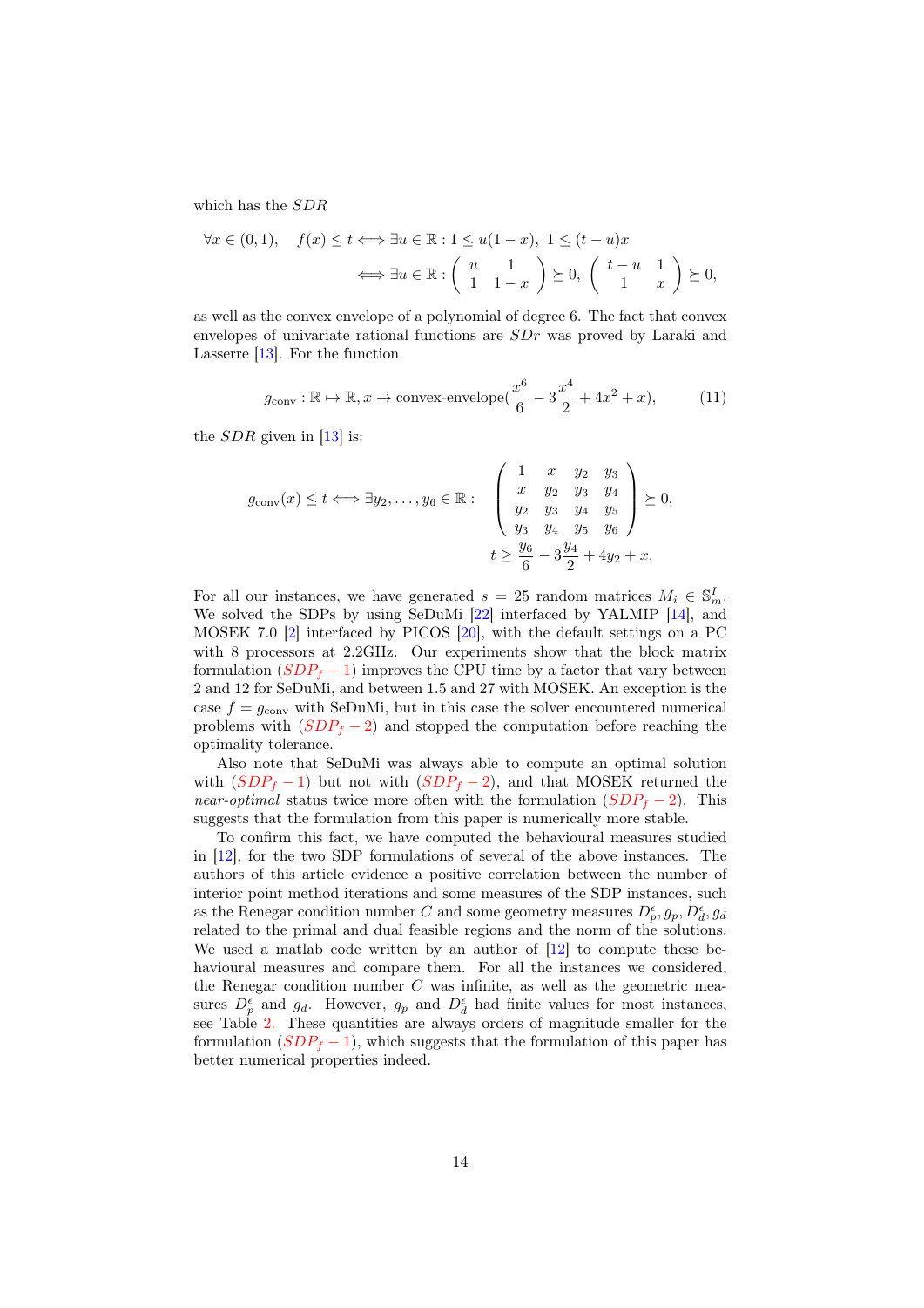which has the *SDR*

$$\forall x \in (0,1), \quad f(x) \leq t \iff \exists u \in \mathbb{R} : 1 \leq u(1-x),\ 1 \leq (t-u)x$$
$$\iff \exists u \in \mathbb{R} : \begin{pmatrix} u & 1 \\ 1 & 1-x \end{pmatrix} \succeq 0,\ \begin{pmatrix} t-u & 1 \\ 1 & x \end{pmatrix} \succeq 0,$$

as well as the convex envelope of a polynomial of degree 6. The fact that convex envelopes of univariate rational functions are *SDr* was proved by Laraki and Lasserre [13]. For the function

$$g_{\text{conv}} : \mathbb{R} \mapsto \mathbb{R}, x \to \text{convex-envelope}(\frac{x^6}{6} - 3\frac{x^4}{2} + 4x^2 + x), \tag{11}$$

the *SDR* given in [13] is:

$$g_{\text{conv}}(x) \leq t \iff \exists y_2, \ldots, y_6 \in \mathbb{R} : \quad \begin{pmatrix} 1 & x & y_2 & y_3 \\ x & y_2 & y_3 & y_4 \\ y_2 & y_3 & y_4 & y_5 \\ y_3 & y_4 & y_5 & y_6 \end{pmatrix} \succeq 0,$$
$$t \geq \frac{y_6}{6} - 3\frac{y_4}{2} + 4y_2 + x.$$

For all our instances, we have generated $s = 25$ random matrices $M_i \in \mathbb{S}_m^l$. We solved the SDPs by using SeDuMi [22] interfaced by YALMIP [14], and MOSEK 7.0 [2] interfaced by PICOS [20], with the default settings on a PC with 8 processors at 2.2GHz. Our experiments show that the block matrix formulation ($SDP_f - 1$) improves the CPU time by a factor that vary between 2 and 12 for SeDuMi, and between 1.5 and 27 with MOSEK. An exception is the case $f = g_{\text{conv}}$ with SeDuMi, but in this case the solver encountered numerical problems with ($SDP_f - 2$) and stopped the computation before reaching the optimality tolerance.

Also note that SeDuMi was always able to compute an optimal solution with ($SDP_f - 1$) but not with ($SDP_f - 2$), and that MOSEK returned the *near-optimal* status twice more often with the formulation ($SDP_f - 2$). This suggests that the formulation from this paper is numerically more stable.

To confirm this fact, we have computed the behavioural measures studied in [12], for the two SDP formulations of several of the above instances. The authors of this article evidence a positive correlation between the number of interior point method iterations and some measures of the SDP instances, such as the Renegar condition number $C$ and some geometry measures $D_p^\epsilon, g_p, D_d^\epsilon, g_d$ related to the primal and dual feasible regions and the norm of the solutions. We used a matlab code written by an author of [12] to compute these behavioural measures and compare them. For all the instances we considered, the Renegar condition number $C$ was infinite, as well as the geometric measures $D_p^\epsilon$ and $g_d$. However, $g_p$ and $D_d^\epsilon$ had finite values for most instances, see Table 2. These quantities are always orders of magnitude smaller for the formulation ($SDP_f - 1$), which suggests that the formulation of this paper has better numerical properties indeed.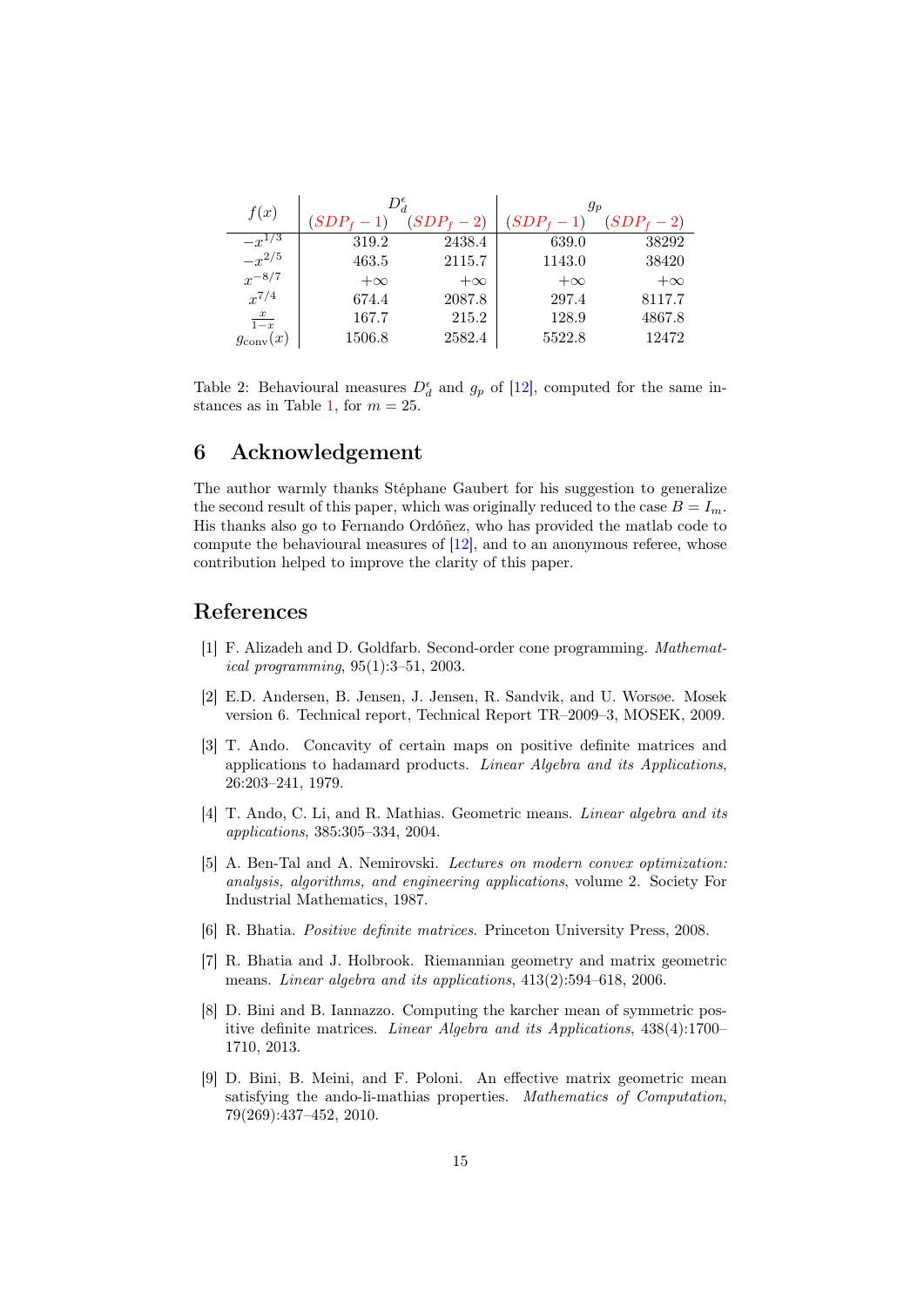| $f(x)$ | $D_d^\epsilon$ | | $g_p$ | |
|---|---|---|---|---|
| | $(SDP_f-1)$ | $(SDP_f-2)$ | $(SDP_f-1)$ | $(SDP_f-2)$ |
| $-x^{1/3}$ | 319.2 | 2438.4 | 639.0 | 38292 |
| $-x^{2/5}$ | 463.5 | 2115.7 | 1143.0 | 38420 |
| $x^{-8/7}$ | $+\infty$ | $+\infty$ | $+\infty$ | $+\infty$ |
| $x^{7/4}$ | 674.4 | 2087.8 | 297.4 | 8117.7 |
| $\frac{x}{1-x}$ | 167.7 | 215.2 | 128.9 | 4867.8 |
| $g_{\text{conv}}(x)$ | 1506.8 | 2582.4 | 5522.8 | 12472 |

Table 2: Behavioural measures $D_d^\epsilon$ and $g_p$ of [12], computed for the same instances as in Table 1, for $m = 25$.

## 6 Acknowledgement

The author warmly thanks Stéphane Gaubert for his suggestion to generalize the second result of this paper, which was originally reduced to the case $B = I_m$. His thanks also go to Fernando Ordóñez, who has provided the matlab code to compute the behavioural measures of [12], and to an anonymous referee, whose contribution helped to improve the clarity of this paper.

## References

[1] F. Alizadeh and D. Goldfarb. Second-order cone programming. *Mathematical programming*, 95(1):3–51, 2003.

[2] E.D. Andersen, B. Jensen, J. Jensen, R. Sandvik, and U. Worsøe. Mosek version 6. Technical report, Technical Report TR–2009–3, MOSEK, 2009.

[3] T. Ando. Concavity of certain maps on positive definite matrices and applications to hadamard products. *Linear Algebra and its Applications*, 26:203–241, 1979.

[4] T. Ando, C. Li, and R. Mathias. Geometric means. *Linear algebra and its applications*, 385:305–334, 2004.

[5] A. Ben-Tal and A. Nemirovski. *Lectures on modern convex optimization: analysis, algorithms, and engineering applications*, volume 2. Society For Industrial Mathematics, 1987.

[6] R. Bhatia. *Positive definite matrices*. Princeton University Press, 2008.

[7] R. Bhatia and J. Holbrook. Riemannian geometry and matrix geometric means. *Linear algebra and its applications*, 413(2):594–618, 2006.

[8] D. Bini and B. Iannazzo. Computing the karcher mean of symmetric positive definite matrices. *Linear Algebra and its Applications*, 438(4):1700–1710, 2013.

[9] D. Bini, B. Meini, and F. Poloni. An effective matrix geometric mean satisfying the ando-li-mathias properties. *Mathematics of Computation*, 79(269):437–452, 2010.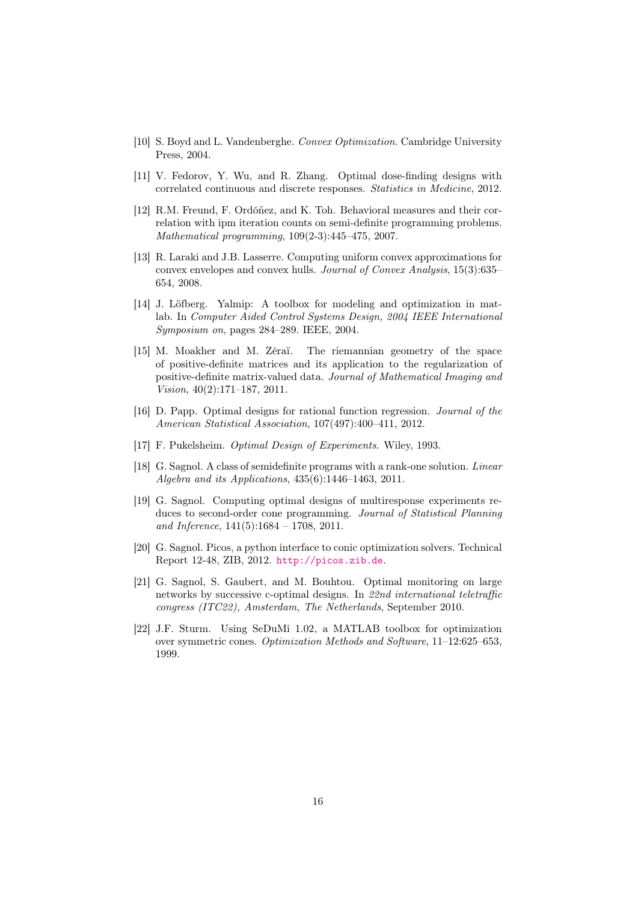[10] S. Boyd and L. Vandenberghe. *Convex Optimization*. Cambridge University Press, 2004.

[11] V. Fedorov, Y. Wu, and R. Zhang. Optimal dose-finding designs with correlated continuous and discrete responses. *Statistics in Medicine*, 2012.

[12] R.M. Freund, F. Ordóñez, and K. Toh. Behavioral measures and their correlation with ipm iteration counts on semi-definite programming problems. *Mathematical programming*, 109(2-3):445–475, 2007.

[13] R. Laraki and J.B. Lasserre. Computing uniform convex approximations for convex envelopes and convex hulls. *Journal of Convex Analysis*, 15(3):635–654, 2008.

[14] J. Löfberg. Yalmip: A toolbox for modeling and optimization in matlab. In *Computer Aided Control Systems Design, 2004 IEEE International Symposium on*, pages 284–289. IEEE, 2004.

[15] M. Moakher and M. Zéraï. The riemannian geometry of the space of positive-definite matrices and its application to the regularization of positive-definite matrix-valued data. *Journal of Mathematical Imaging and Vision*, 40(2):171–187, 2011.

[16] D. Papp. Optimal designs for rational function regression. *Journal of the American Statistical Association*, 107(497):400–411, 2012.

[17] F. Pukelsheim. *Optimal Design of Experiments*. Wiley, 1993.

[18] G. Sagnol. A class of semidefinite programs with a rank-one solution. *Linear Algebra and its Applications*, 435(6):1446–1463, 2011.

[19] G. Sagnol. Computing optimal designs of multiresponse experiments reduces to second-order cone programming. *Journal of Statistical Planning and Inference*, 141(5):1684 – 1708, 2011.

[20] G. Sagnol. Picos, a python interface to conic optimization solvers. Technical Report 12-48, ZIB, 2012. http://picos.zib.de.

[21] G. Sagnol, S. Gaubert, and M. Bouhtou. Optimal monitoring on large networks by successive c-optimal designs. In *22nd international teletraffic congress (ITC22), Amsterdam, The Netherlands*, September 2010.

[22] J.F. Sturm. Using SeDuMi 1.02, a MATLAB toolbox for optimization over symmetric cones. *Optimization Methods and Software*, 11–12:625–653, 1999.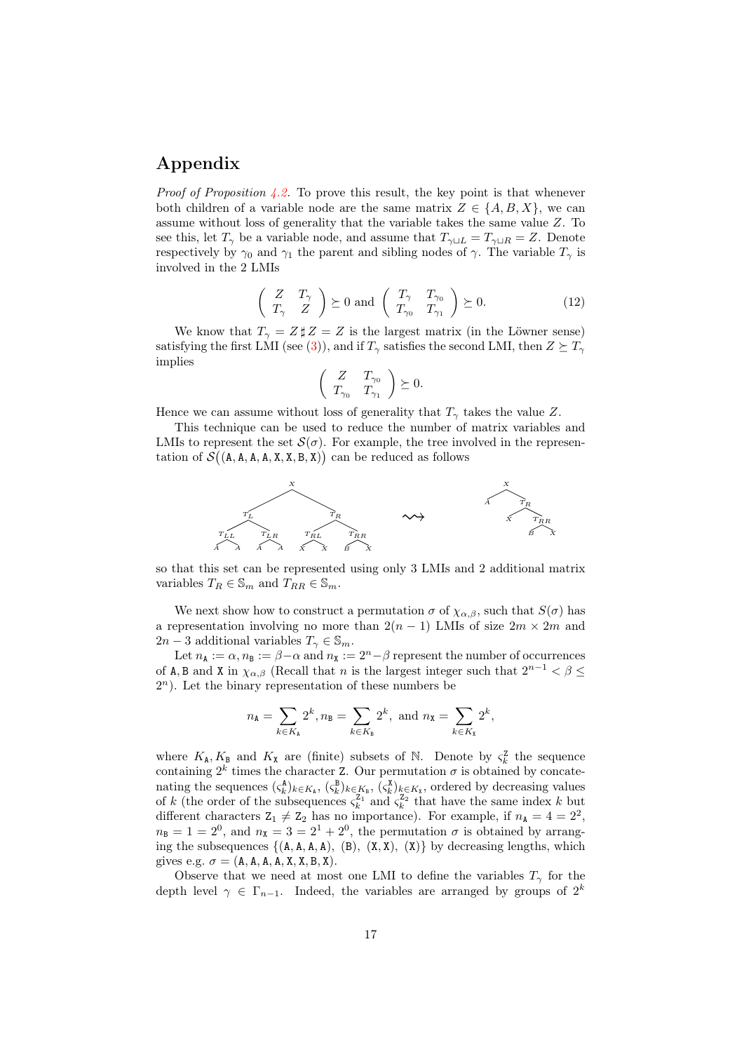# Appendix

*Proof of Proposition 4.2.* To prove this result, the key point is that whenever both children of a variable node are the same matrix $Z \in \{A, B, X\}$, we can assume without loss of generality that the variable takes the same value $Z$. To see this, let $T_\gamma$ be a variable node, and assume that $T_{\gamma \sqcup L} = T_{\gamma \sqcup R} = Z$. Denote respectively by $\gamma_0$ and $\gamma_1$ the parent and sibling nodes of $\gamma$. The variable $T_\gamma$ is involved in the 2 LMIs

$$\begin{pmatrix} Z & T_\gamma \\ T_\gamma & Z \end{pmatrix} \succeq 0 \text{ and } \begin{pmatrix} T_\gamma & T_{\gamma_0} \\ T_{\gamma_0} & T_{\gamma_1} \end{pmatrix} \succeq 0. \tag{12}$$

We know that $T_\gamma = Z \sharp Z = Z$ is the largest matrix (in the Löwner sense) satisfying the first LMI (see (3)), and if $T_\gamma$ satisfies the second LMI, then $Z \succeq T_\gamma$ implies

$$\begin{pmatrix} Z & T_{\gamma_0} \\ T_{\gamma_0} & T_{\gamma_1} \end{pmatrix} \succeq 0.$$

Hence we can assume without loss of generality that $T_\gamma$ takes the value $Z$.

This technique can be used to reduce the number of matrix variables and LMIs to represent the set $\mathcal{S}(\sigma)$. For example, the tree involved in the representation of $\mathcal{S}\big((\mathtt{A},\mathtt{A},\mathtt{A},\mathtt{A},\mathtt{X},\mathtt{X},\mathtt{B},\mathtt{X})\big)$ can be reduced as follows

so that this set can be represented using only 3 LMIs and 2 additional matrix variables $T_R \in \mathbb{S}_m$ and $T_{RR} \in \mathbb{S}_m$.

We next show how to construct a permutation $\sigma$ of $\chi_{\alpha,\beta}$, such that $S(\sigma)$ has a representation involving no more than $2(n-1)$ LMIs of size $2m \times 2m$ and $2n - 3$ additional variables $T_\gamma \in \mathbb{S}_m$.

Let $n_{\mathtt{A}} := \alpha$, $n_{\mathtt{B}} := \beta - \alpha$ and $n_{\mathtt{X}} := 2^n - \beta$ represent the number of occurrences of $\mathtt{A}, \mathtt{B}$ and $\mathtt{X}$ in $\chi_{\alpha,\beta}$ (Recall that $n$ is the largest integer such that $2^{n-1} < \beta \leq 2^n$). Let the binary representation of these numbers be

$$n_{\mathtt{A}} = \sum_{k \in K_{\mathtt{A}}} 2^k, n_{\mathtt{B}} = \sum_{k \in K_{\mathtt{B}}} 2^k, \text{ and } n_{\mathtt{X}} = \sum_{k \in K_{\mathtt{X}}} 2^k,$$

where $K_{\mathtt{A}}, K_{\mathtt{B}}$ and $K_{\mathtt{X}}$ are (finite) subsets of $\mathbb{N}$. Denote by $\varsigma_k^{\mathtt{Z}}$ the sequence containing $2^k$ times the character $\mathtt{Z}$. Our permutation $\sigma$ is obtained by concatenating the sequences $(\varsigma_k^{\mathtt{A}})_{k \in K_{\mathtt{A}}}$, $(\varsigma_k^{\mathtt{B}})_{k \in K_{\mathtt{B}}}$, $(\varsigma_k^{\mathtt{X}})_{k \in K_{\mathtt{X}}}$, ordered by decreasing values of $k$ (the order of the subsequences $\varsigma_k^{\mathtt{Z}_1}$ and $\varsigma_k^{\mathtt{Z}_2}$ that have the same index $k$ but different characters $\mathtt{Z}_1 \neq \mathtt{Z}_2$ has no importance). For example, if $n_{\mathtt{A}} = 4 = 2^2$, $n_{\mathtt{B}} = 1 = 2^0$, and $n_{\mathtt{X}} = 3 = 2^1 + 2^0$, the permutation $\sigma$ is obtained by arranging the subsequences $\{(\mathtt{A},\mathtt{A},\mathtt{A},\mathtt{A}), (\mathtt{B}), (\mathtt{X},\mathtt{X}), (\mathtt{X})\}$ by decreasing lengths, which gives e.g. $\sigma = (\mathtt{A},\mathtt{A},\mathtt{A},\mathtt{A},\mathtt{X},\mathtt{X},\mathtt{B},\mathtt{X})$.

Observe that we need at most one LMI to define the variables $T_\gamma$ for the depth level $\gamma \in \Gamma_{n-1}$. Indeed, the variables are arranged by groups of $2^k$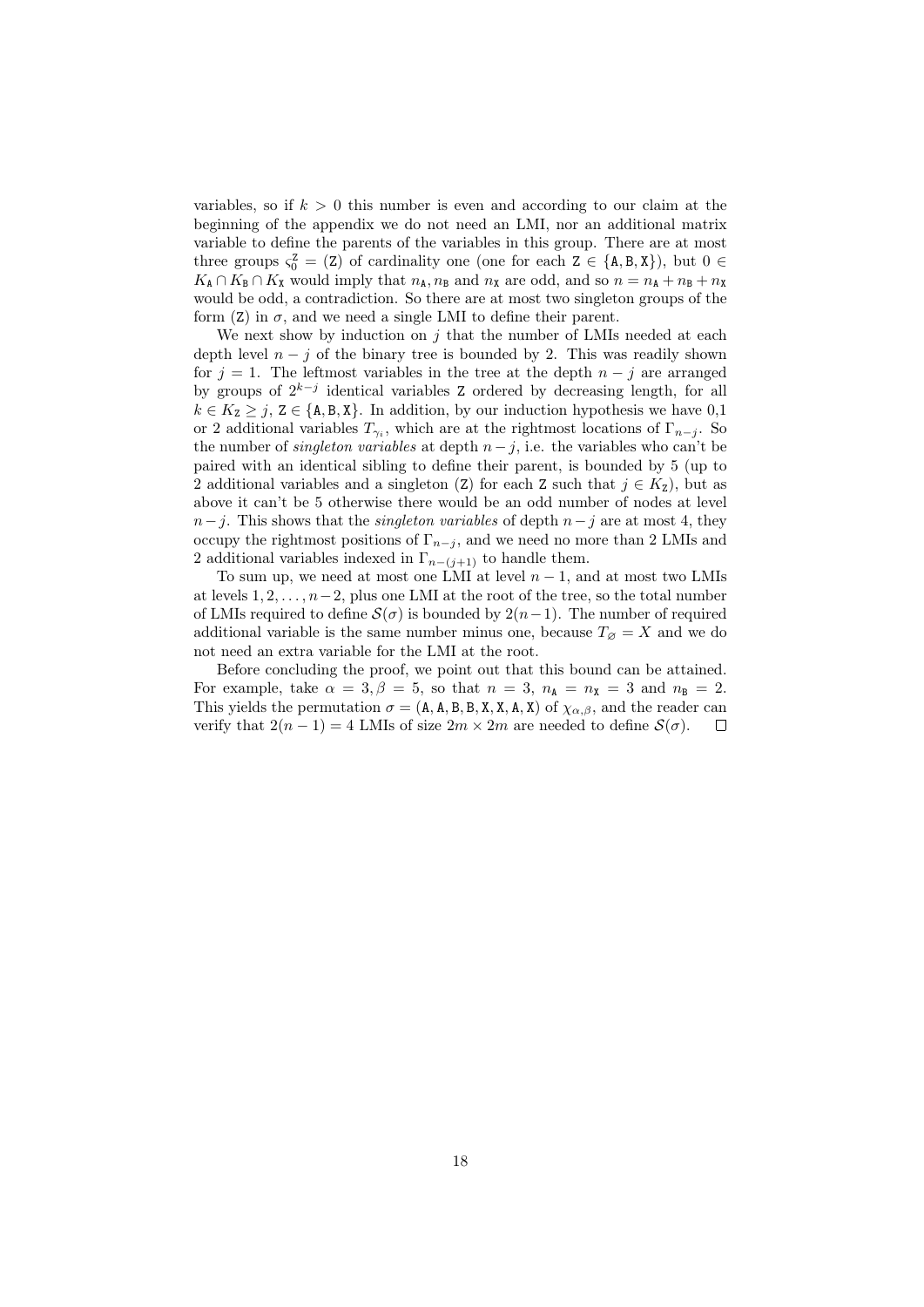variables, so if $k > 0$ this number is even and according to our claim at the beginning of the appendix we do not need an LMI, nor an additional matrix variable to define the parents of the variables in this group. There are at most three groups $\varsigma_0^{\mathtt{Z}} = (\mathtt{Z})$ of cardinality one (one for each $\mathtt{Z} \in \{\mathtt{A}, \mathtt{B}, \mathtt{X}\}$), but $0 \in K_{\mathtt{A}} \cap K_{\mathtt{B}} \cap K_{\mathtt{X}}$ would imply that $n_{\mathtt{A}}, n_{\mathtt{B}}$ and $n_{\mathtt{X}}$ are odd, and so $n = n_{\mathtt{A}} + n_{\mathtt{B}} + n_{\mathtt{X}}$ would be odd, a contradiction. So there are at most two singleton groups of the form $(\mathtt{Z})$ in $\sigma$, and we need a single LMI to define their parent.

We next show by induction on $j$ that the number of LMIs needed at each depth level $n - j$ of the binary tree is bounded by 2. This was readily shown for $j = 1$. The leftmost variables in the tree at the depth $n - j$ are arranged by groups of $2^{k-j}$ identical variables $\mathtt{Z}$ ordered by decreasing length, for all $k \in K_{\mathtt{Z}} \geq j$, $\mathtt{Z} \in \{\mathtt{A}, \mathtt{B}, \mathtt{X}\}$. In addition, by our induction hypothesis we have 0,1 or 2 additional variables $T_{\gamma_i}$, which are at the rightmost locations of $\Gamma_{n-j}$. So the number of *singleton variables* at depth $n - j$, i.e. the variables who can't be paired with an identical sibling to define their parent, is bounded by 5 (up to 2 additional variables and a singleton $(\mathtt{Z})$ for each $\mathtt{Z}$ such that $j \in K_{\mathtt{Z}}$), but as above it can't be 5 otherwise there would be an odd number of nodes at level $n - j$. This shows that the *singleton variables* of depth $n - j$ are at most 4, they occupy the rightmost positions of $\Gamma_{n-j}$, and we need no more than 2 LMIs and 2 additional variables indexed in $\Gamma_{n-(j+1)}$ to handle them.

To sum up, we need at most one LMI at level $n - 1$, and at most two LMIs at levels $1, 2, \ldots, n-2$, plus one LMI at the root of the tree, so the total number of LMIs required to define $\mathcal{S}(\sigma)$ is bounded by $2(n-1)$. The number of required additional variable is the same number minus one, because $T_\varnothing = X$ and we do not need an extra variable for the LMI at the root.

Before concluding the proof, we point out that this bound can be attained. For example, take $\alpha = 3, \beta = 5$, so that $n = 3$, $n_{\mathtt{A}} = n_{\mathtt{X}} = 3$ and $n_{\mathtt{B}} = 2$. This yields the permutation $\sigma = (\mathtt{A}, \mathtt{A}, \mathtt{B}, \mathtt{B}, \mathtt{X}, \mathtt{X}, \mathtt{A}, \mathtt{X})$ of $\chi_{\alpha,\beta}$, and the reader can verify that $2(n-1) = 4$ LMIs of size $2m \times 2m$ are needed to define $\mathcal{S}(\sigma)$. $\square$